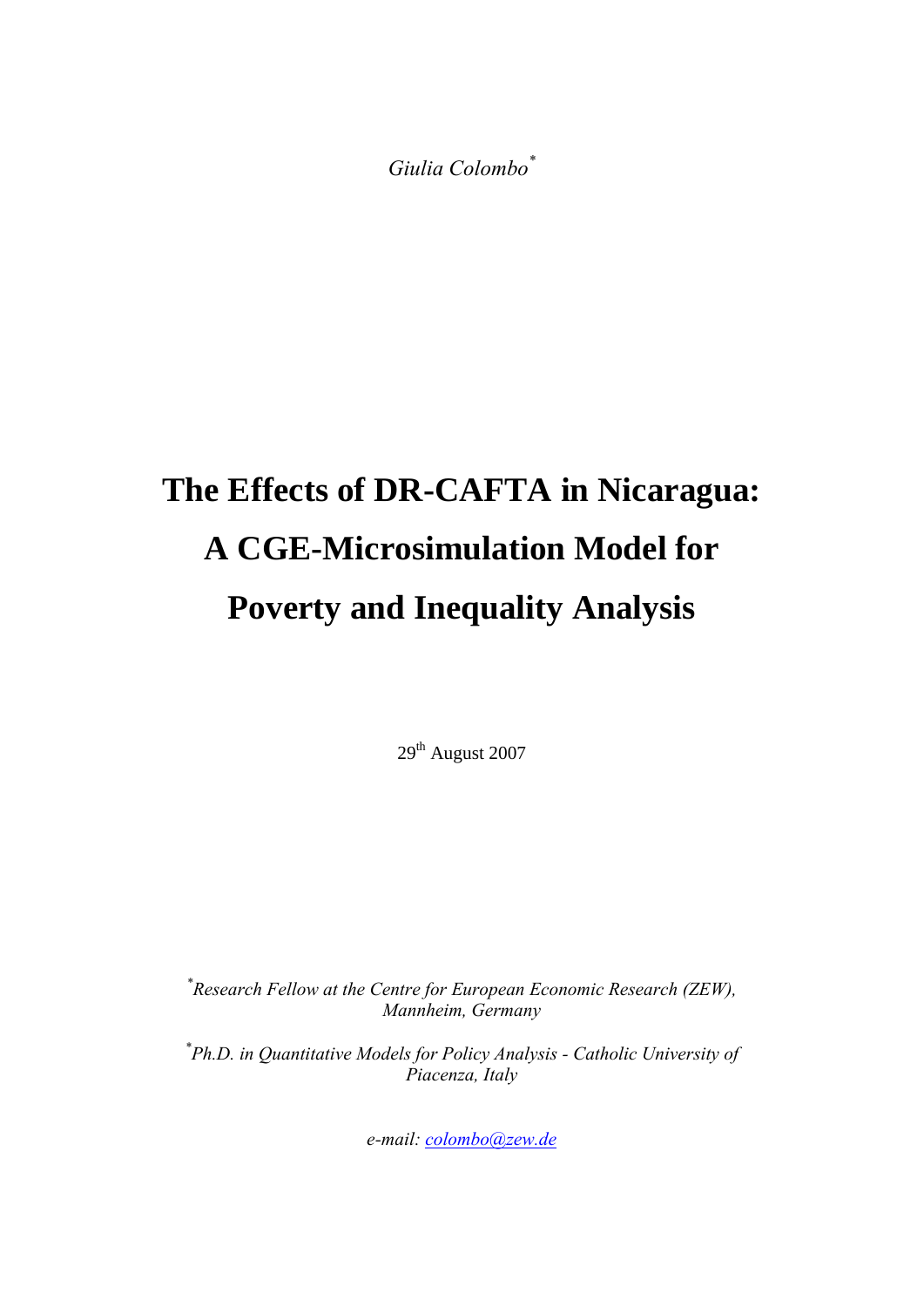*Giulia Colombo*[*]

# The Effects of DR-CAFTA in Nicaragua: A CGE-Microsimulation Model for Poverty and Inequality Analysis

29th August 2007

[*] *Research Fellow at the Centre for European Economic Research (ZEW), Mannheim, Germany*

[*] *Ph.D. in Quantitative Models for Policy Analysis - Catholic University of Piacenza, Italy*

*e-mail: colombo@zew.de*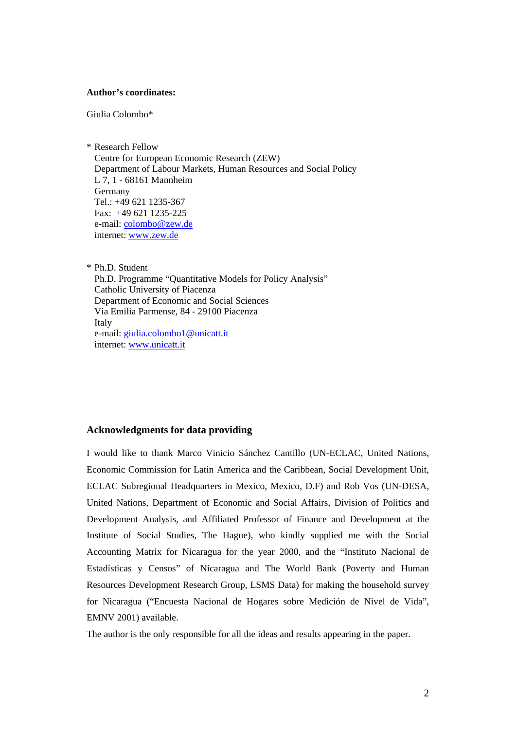**Author's coordinates:**

Giulia Colombo*

\* Research Fellow
Centre for European Economic Research (ZEW)
Department of Labour Markets, Human Resources and Social Policy
L 7, 1 - 68161 Mannheim
Germany
Tel.: +49 621 1235-367
Fax: +49 621 1235-225
e-mail: colombo@zew.de
internet: www.zew.de

\* Ph.D. Student
Ph.D. Programme "Quantitative Models for Policy Analysis"
Catholic University of Piacenza
Department of Economic and Social Sciences
Via Emilia Parmense, 84 - 29100 Piacenza
Italy
e-mail: giulia.colombo1@unicatt.it
internet: www.unicatt.it

## Acknowledgments for data providing

I would like to thank Marco Vinicio Sánchez Cantillo (UN-ECLAC, United Nations, Economic Commission for Latin America and the Caribbean, Social Development Unit, ECLAC Subregional Headquarters in Mexico, Mexico, D.F) and Rob Vos (UN-DESA, United Nations, Department of Economic and Social Affairs, Division of Politics and Development Analysis, and Affiliated Professor of Finance and Development at the Institute of Social Studies, The Hague), who kindly supplied me with the Social Accounting Matrix for Nicaragua for the year 2000, and the "Instituto Nacional de Estadísticas y Censos" of Nicaragua and The World Bank (Poverty and Human Resources Development Research Group, LSMS Data) for making the household survey for Nicaragua ("Encuesta Nacional de Hogares sobre Medición de Nivel de Vida", EMNV 2001) available.

The author is the only responsible for all the ideas and results appearing in the paper.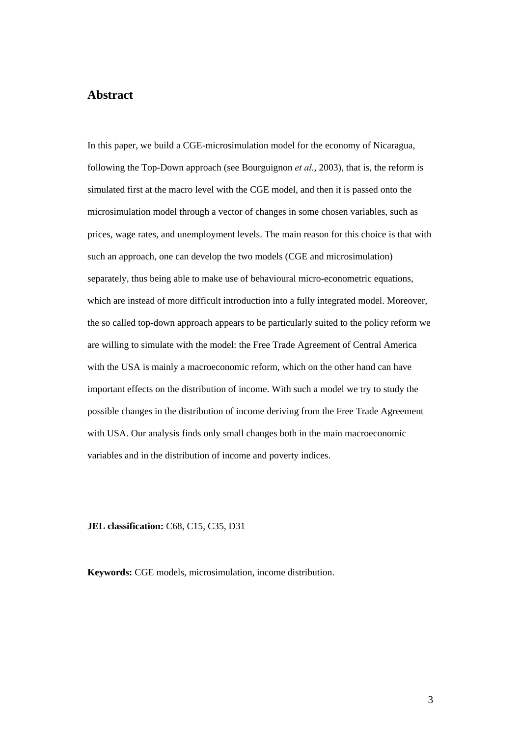## Abstract

In this paper, we build a CGE-microsimulation model for the economy of Nicaragua, following the Top-Down approach (see Bourguignon *et al.*, 2003), that is, the reform is simulated first at the macro level with the CGE model, and then it is passed onto the microsimulation model through a vector of changes in some chosen variables, such as prices, wage rates, and unemployment levels. The main reason for this choice is that with such an approach, one can develop the two models (CGE and microsimulation) separately, thus being able to make use of behavioural micro-econometric equations, which are instead of more difficult introduction into a fully integrated model. Moreover, the so called top-down approach appears to be particularly suited to the policy reform we are willing to simulate with the model: the Free Trade Agreement of Central America with the USA is mainly a macroeconomic reform, which on the other hand can have important effects on the distribution of income. With such a model we try to study the possible changes in the distribution of income deriving from the Free Trade Agreement with USA. Our analysis finds only small changes both in the main macroeconomic variables and in the distribution of income and poverty indices.

**JEL classification:** C68, C15, C35, D31

**Keywords:** CGE models, microsimulation, income distribution.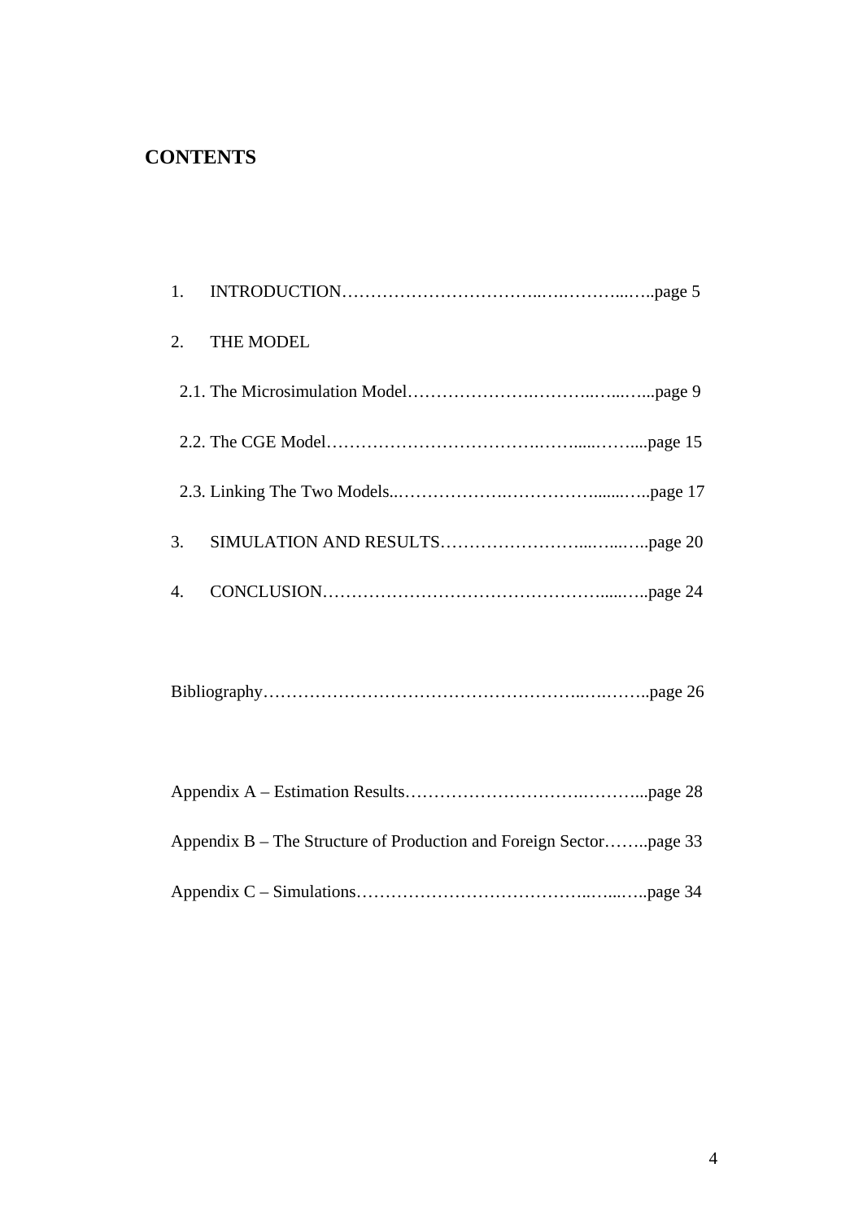## CONTENTS

1. INTRODUCTION……………………………..….………...…..page 5

2. THE MODEL

   2.1. The Microsimulation Model………………….……….…...…...page 9

   2.2. The CGE Model……………………………….……......……....page 15

   2.3. Linking The Two Models..……………….…………….......…..page 17

3. SIMULATION AND RESULTS……………………...…...…..page 20

4. CONCLUSION………………………………………….....…..page 24

Bibliography………………………………………………..….……..page 26

Appendix A – Estimation Results……………………….………...page 28

Appendix B – The Structure of Production and Foreign Sector……..page 33

Appendix C – Simulations……………………………….…...…..page 34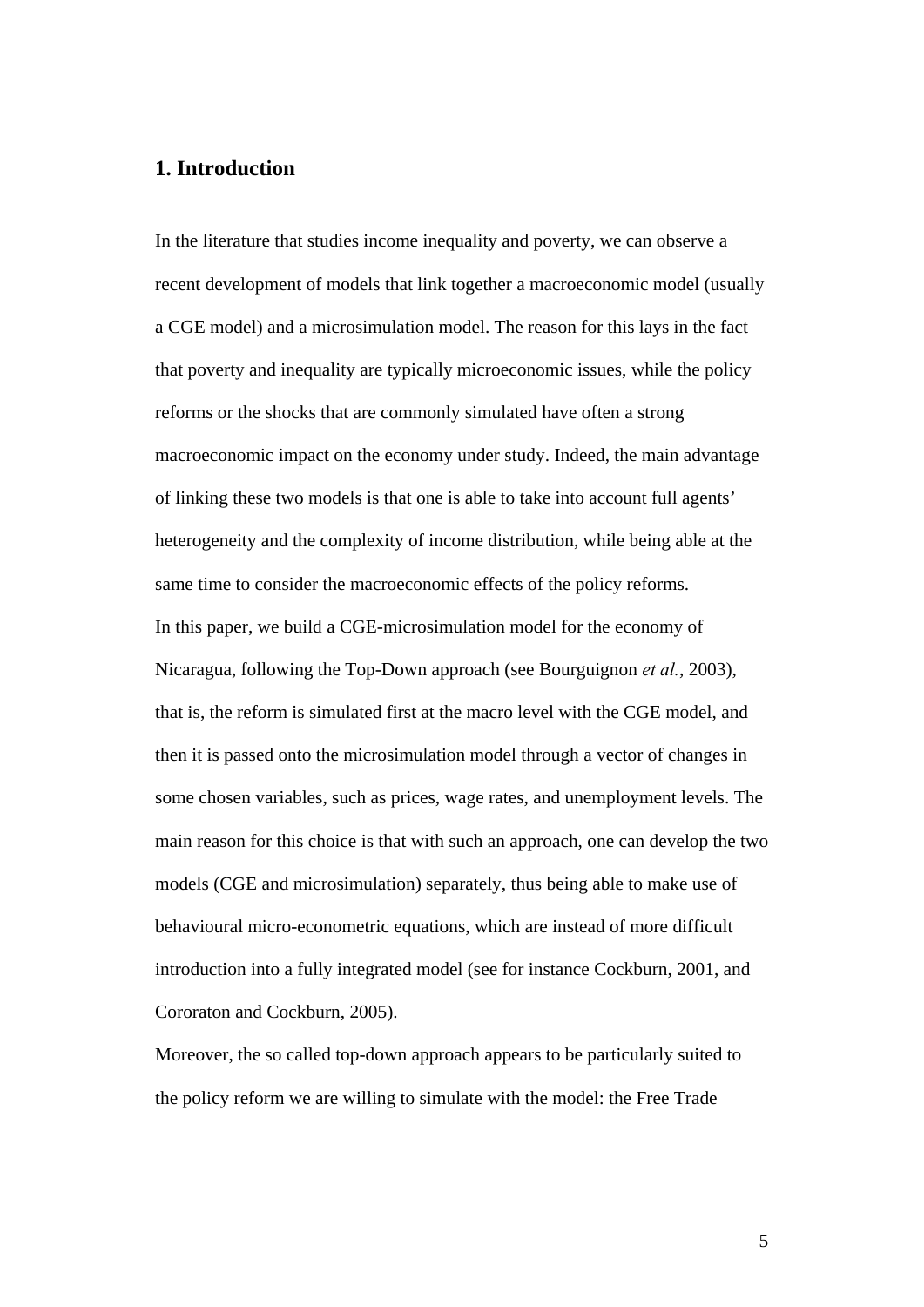## 1. Introduction

In the literature that studies income inequality and poverty, we can observe a recent development of models that link together a macroeconomic model (usually a CGE model) and a microsimulation model. The reason for this lays in the fact that poverty and inequality are typically microeconomic issues, while the policy reforms or the shocks that are commonly simulated have often a strong macroeconomic impact on the economy under study. Indeed, the main advantage of linking these two models is that one is able to take into account full agents' heterogeneity and the complexity of income distribution, while being able at the same time to consider the macroeconomic effects of the policy reforms.

In this paper, we build a CGE-microsimulation model for the economy of Nicaragua, following the Top-Down approach (see Bourguignon *et al.*, 2003), that is, the reform is simulated first at the macro level with the CGE model, and then it is passed onto the microsimulation model through a vector of changes in some chosen variables, such as prices, wage rates, and unemployment levels. The main reason for this choice is that with such an approach, one can develop the two models (CGE and microsimulation) separately, thus being able to make use of behavioural micro-econometric equations, which are instead of more difficult introduction into a fully integrated model (see for instance Cockburn, 2001, and Cororaton and Cockburn, 2005).

Moreover, the so called top-down approach appears to be particularly suited to the policy reform we are willing to simulate with the model: the Free Trade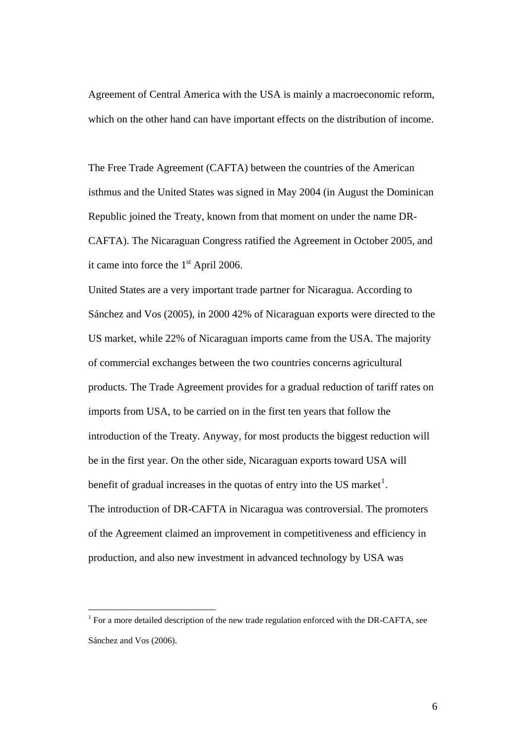Agreement of Central America with the USA is mainly a macroeconomic reform, which on the other hand can have important effects on the distribution of income.

The Free Trade Agreement (CAFTA) between the countries of the American isthmus and the United States was signed in May 2004 (in August the Dominican Republic joined the Treaty, known from that moment on under the name DR-CAFTA). The Nicaraguan Congress ratified the Agreement in October 2005, and it came into force the 1st April 2006.

United States are a very important trade partner for Nicaragua. According to Sánchez and Vos (2005), in 2000 42% of Nicaraguan exports were directed to the US market, while 22% of Nicaraguan imports came from the USA. The majority of commercial exchanges between the two countries concerns agricultural products. The Trade Agreement provides for a gradual reduction of tariff rates on imports from USA, to be carried on in the first ten years that follow the introduction of the Treaty. Anyway, for most products the biggest reduction will be in the first year. On the other side, Nicaraguan exports toward USA will benefit of gradual increases in the quotas of entry into the US market[1].

The introduction of DR-CAFTA in Nicaragua was controversial. The promoters of the Agreement claimed an improvement in competitiveness and efficiency in production, and also new investment in advanced technology by USA was

[1] For a more detailed description of the new trade regulation enforced with the DR-CAFTA, see Sánchez and Vos (2006).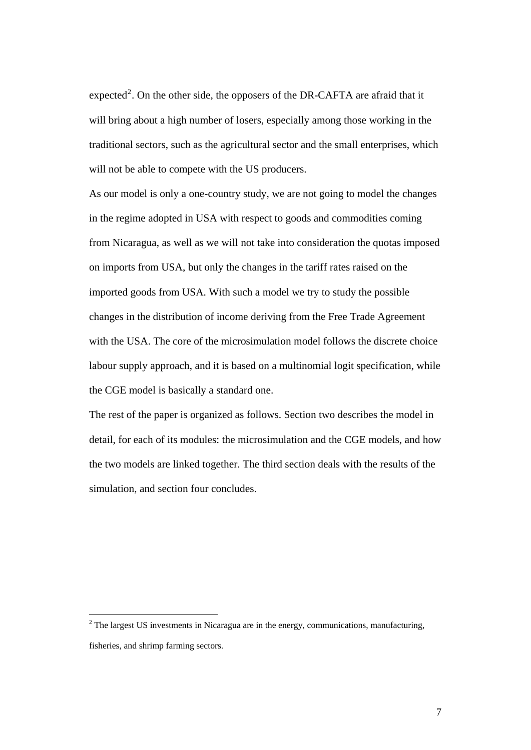expected[2]. On the other side, the opposers of the DR-CAFTA are afraid that it will bring about a high number of losers, especially among those working in the traditional sectors, such as the agricultural sector and the small enterprises, which will not be able to compete with the US producers.

As our model is only a one-country study, we are not going to model the changes in the regime adopted in USA with respect to goods and commodities coming from Nicaragua, as well as we will not take into consideration the quotas imposed on imports from USA, but only the changes in the tariff rates raised on the imported goods from USA. With such a model we try to study the possible changes in the distribution of income deriving from the Free Trade Agreement with the USA. The core of the microsimulation model follows the discrete choice labour supply approach, and it is based on a multinomial logit specification, while the CGE model is basically a standard one.

The rest of the paper is organized as follows. Section two describes the model in detail, for each of its modules: the microsimulation and the CGE models, and how the two models are linked together. The third section deals with the results of the simulation, and section four concludes.

[2] The largest US investments in Nicaragua are in the energy, communications, manufacturing, fisheries, and shrimp farming sectors.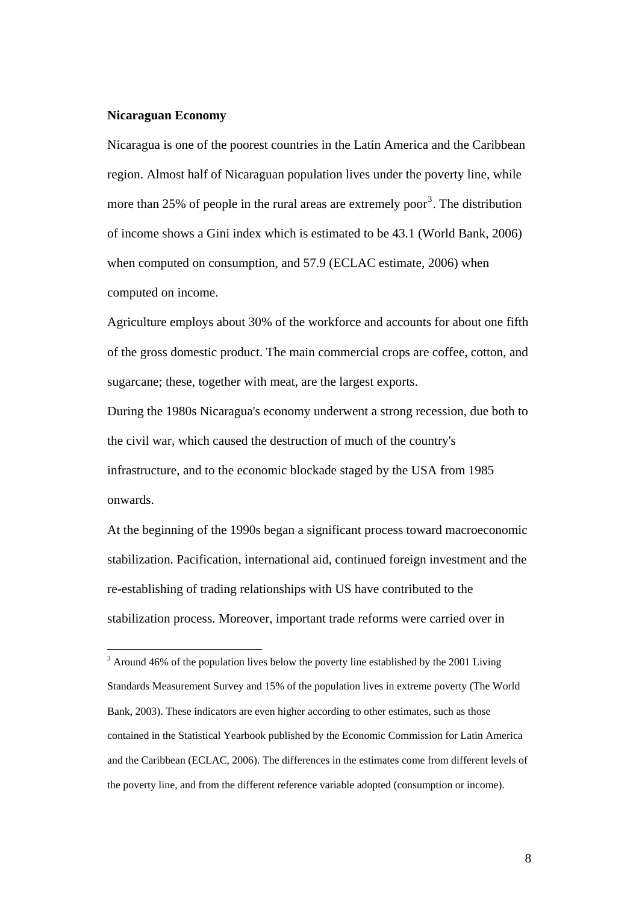**Nicaraguan Economy**

Nicaragua is one of the poorest countries in the Latin America and the Caribbean region. Almost half of Nicaraguan population lives under the poverty line, while more than 25% of people in the rural areas are extremely poor[3]. The distribution of income shows a Gini index which is estimated to be 43.1 (World Bank, 2006) when computed on consumption, and 57.9 (ECLAC estimate, 2006) when computed on income.

Agriculture employs about 30% of the workforce and accounts for about one fifth of the gross domestic product. The main commercial crops are coffee, cotton, and sugarcane; these, together with meat, are the largest exports.

During the 1980s Nicaragua's economy underwent a strong recession, due both to the civil war, which caused the destruction of much of the country's infrastructure, and to the economic blockade staged by the USA from 1985 onwards.

At the beginning of the 1990s began a significant process toward macroeconomic stabilization. Pacification, international aid, continued foreign investment and the re-establishing of trading relationships with US have contributed to the stabilization process. Moreover, important trade reforms were carried over in

[3] Around 46% of the population lives below the poverty line established by the 2001 Living Standards Measurement Survey and 15% of the population lives in extreme poverty (The World Bank, 2003). These indicators are even higher according to other estimates, such as those contained in the Statistical Yearbook published by the Economic Commission for Latin America and the Caribbean (ECLAC, 2006). The differences in the estimates come from different levels of the poverty line, and from the different reference variable adopted (consumption or income).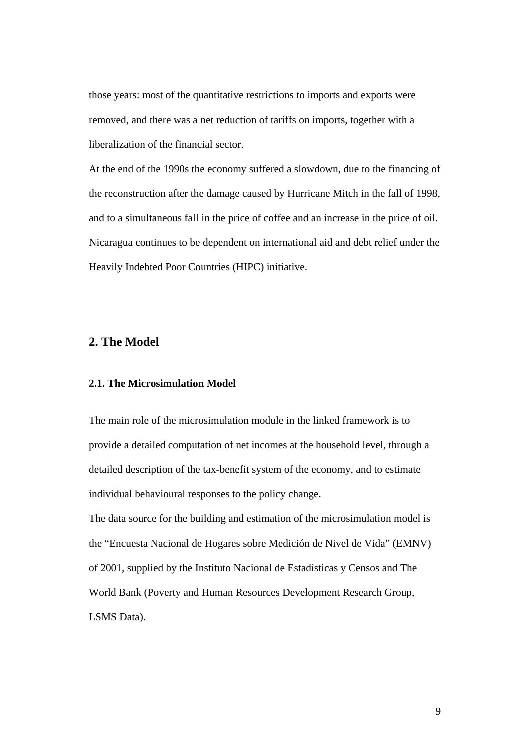those years: most of the quantitative restrictions to imports and exports were removed, and there was a net reduction of tariffs on imports, together with a liberalization of the financial sector.

At the end of the 1990s the economy suffered a slowdown, due to the financing of the reconstruction after the damage caused by Hurricane Mitch in the fall of 1998, and to a simultaneous fall in the price of coffee and an increase in the price of oil. Nicaragua continues to be dependent on international aid and debt relief under the Heavily Indebted Poor Countries (HIPC) initiative.

## 2. The Model

### 2.1. The Microsimulation Model

The main role of the microsimulation module in the linked framework is to provide a detailed computation of net incomes at the household level, through a detailed description of the tax-benefit system of the economy, and to estimate individual behavioural responses to the policy change.

The data source for the building and estimation of the microsimulation model is the “Encuesta Nacional de Hogares sobre Medición de Nivel de Vida” (EMNV) of 2001, supplied by the Instituto Nacional de Estadísticas y Censos and The World Bank (Poverty and Human Resources Development Research Group, LSMS Data).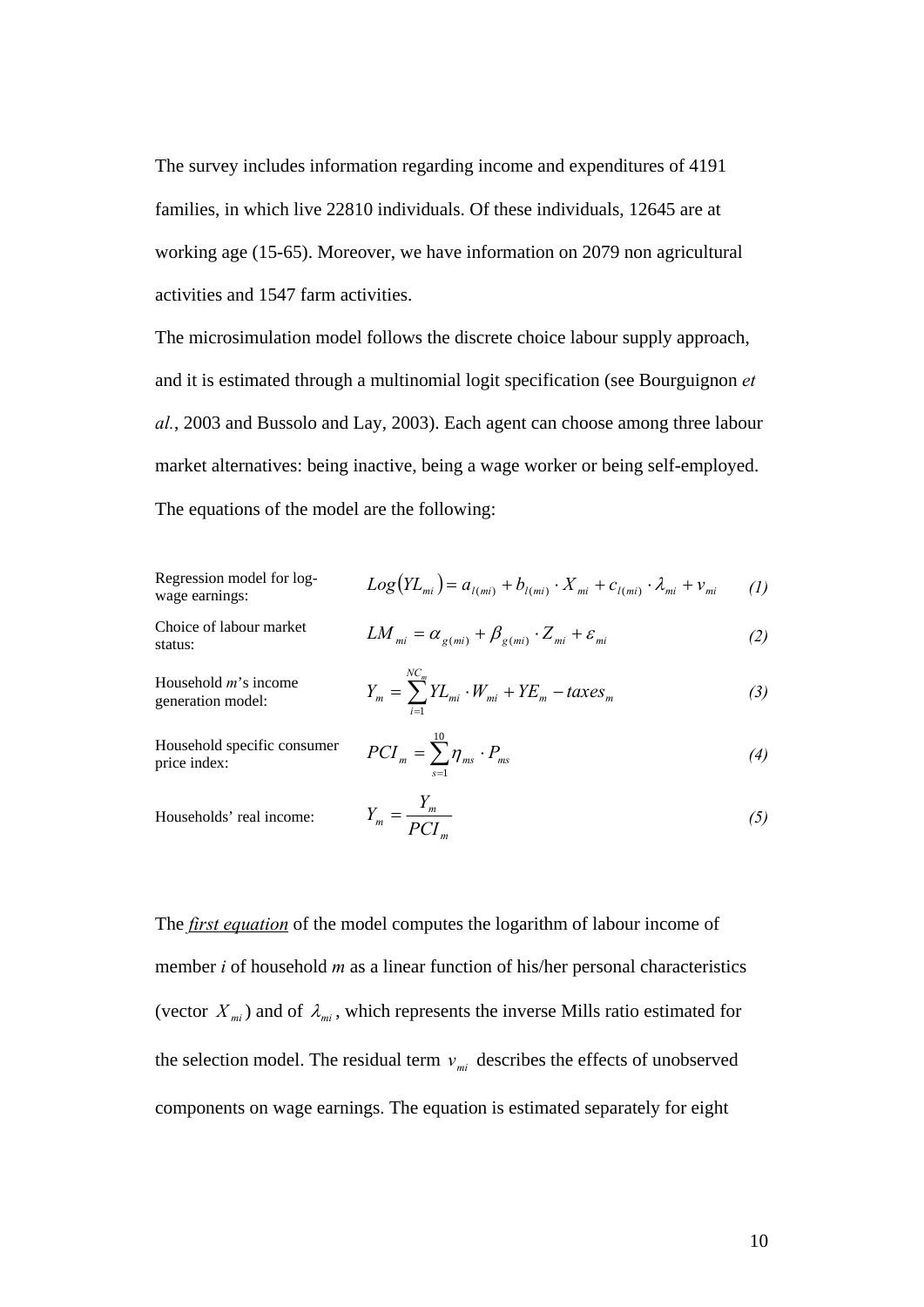The survey includes information regarding income and expenditures of 4191 families, in which live 22810 individuals. Of these individuals, 12645 are at working age (15-65). Moreover, we have information on 2079 non agricultural activities and 1547 farm activities.

The microsimulation model follows the discrete choice labour supply approach, and it is estimated through a multinomial logit specification (see Bourguignon *et al.*, 2003 and Bussolo and Lay, 2003). Each agent can choose among three labour market alternatives: being inactive, being a wage worker or being self-employed. The equations of the model are the following:

Regression model for log-wage earnings:
$$Log(YL_{mi}) = a_{l(mi)} + b_{l(mi)} \cdot X_{mi} + c_{l(mi)} \cdot \lambda_{mi} + v_{mi} \qquad (1)$$

Choice of labour market status:
$$LM_{mi} = \alpha_{g(mi)} + \beta_{g(mi)} \cdot Z_{mi} + \varepsilon_{mi} \qquad (2)$$

Household *m*'s income generation model:
$$Y_m = \sum_{i=1}^{NC_m} YL_{mi} \cdot W_{mi} + YE_m - taxes_m \qquad (3)$$

Household specific consumer price index:
$$PCI_m = \sum_{s=1}^{10} \eta_{ms} \cdot P_{ms} \qquad (4)$$

Households' real income:
$$Y_m = \frac{Y_m}{PCI_m} \qquad (5)$$

The ***first equation*** of the model computes the logarithm of labour income of member *i* of household *m* as a linear function of his/her personal characteristics (vector $X_{mi}$) and of $\lambda_{mi}$, which represents the inverse Mills ratio estimated for the selection model. The residual term $v_{mi}$ describes the effects of unobserved components on wage earnings. The equation is estimated separately for eight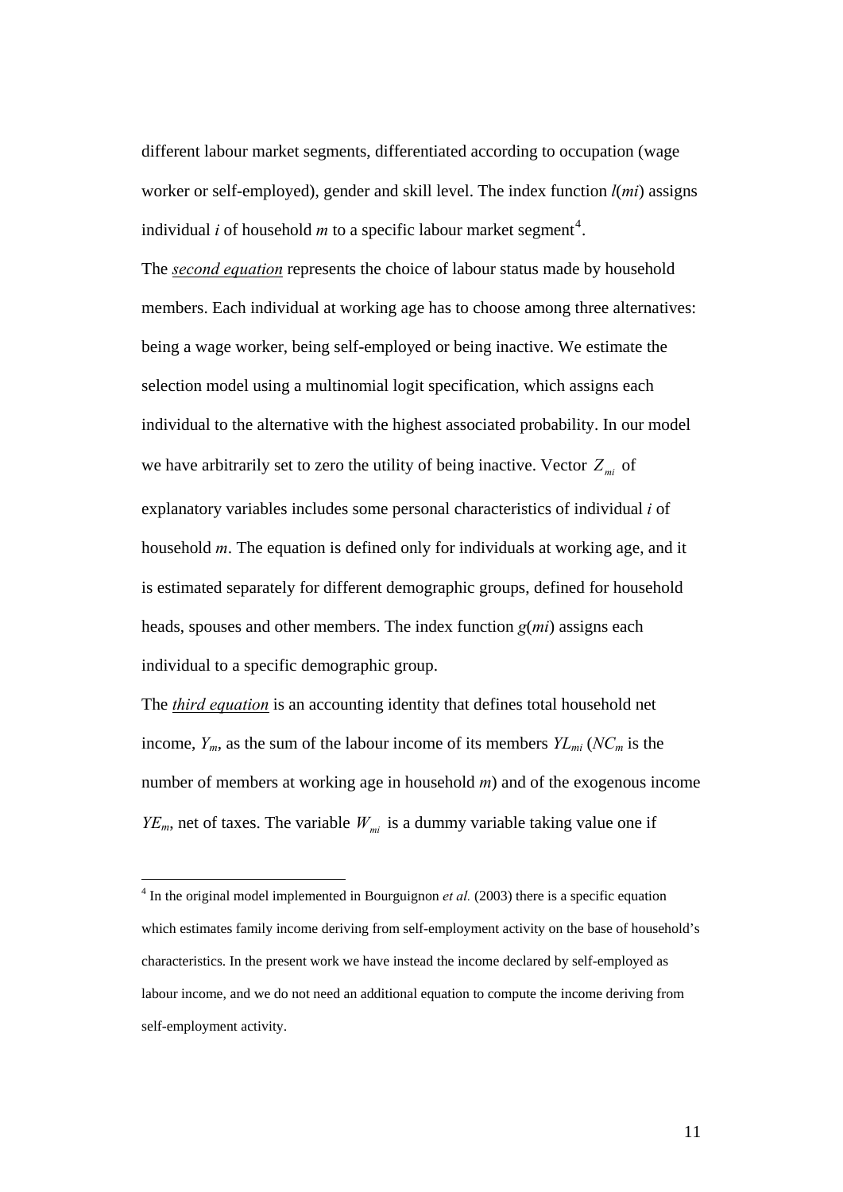different labour market segments, differentiated according to occupation (wage worker or self-employed), gender and skill level. The index function $l(mi)$ assigns individual $i$ of household $m$ to a specific labour market segment[4].

The *second equation* represents the choice of labour status made by household members. Each individual at working age has to choose among three alternatives: being a wage worker, being self-employed or being inactive. We estimate the selection model using a multinomial logit specification, which assigns each individual to the alternative with the highest associated probability. In our model we have arbitrarily set to zero the utility of being inactive. Vector $Z_{mi}$ of explanatory variables includes some personal characteristics of individual $i$ of household $m$. The equation is defined only for individuals at working age, and it is estimated separately for different demographic groups, defined for household heads, spouses and other members. The index function $g(mi)$ assigns each individual to a specific demographic group.

The *third equation* is an accounting identity that defines total household net income, $Y_m$, as the sum of the labour income of its members $YL_{mi}$ ($NC_m$ is the number of members at working age in household $m$) and of the exogenous income $YE_m$, net of taxes. The variable $W_{mi}$ is a dummy variable taking value one if

[4] In the original model implemented in Bourguignon *et al.* (2003) there is a specific equation which estimates family income deriving from self-employment activity on the base of household's characteristics. In the present work we have instead the income declared by self-employed as labour income, and we do not need an additional equation to compute the income deriving from self-employment activity.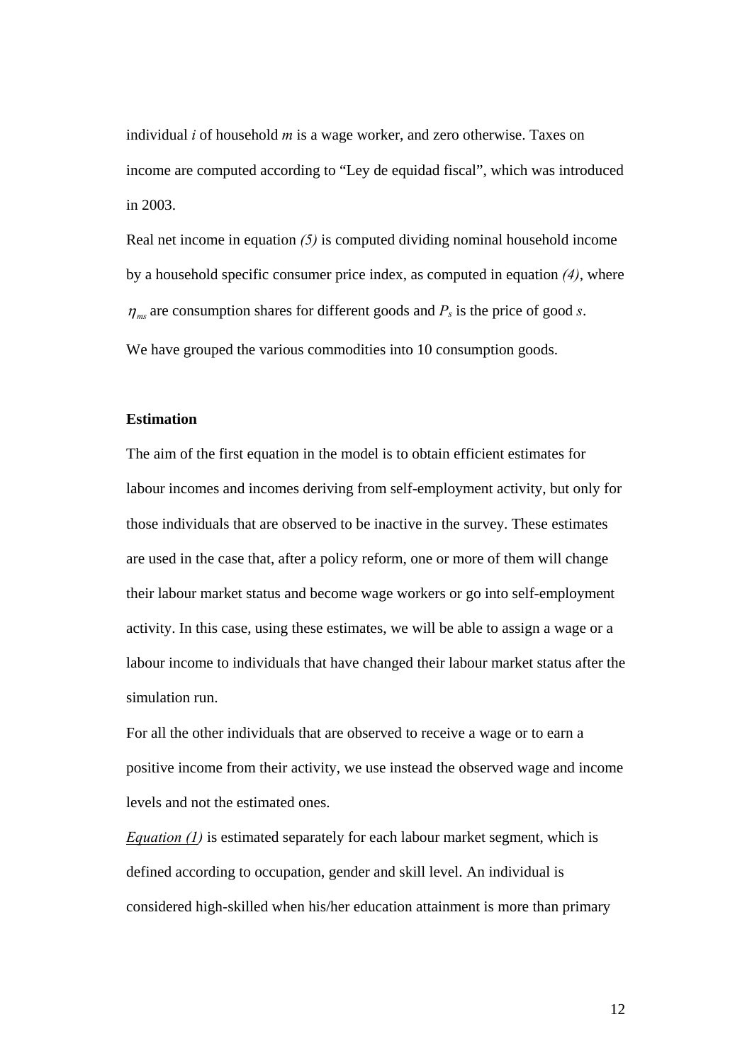individual *i* of household *m* is a wage worker, and zero otherwise. Taxes on income are computed according to "Ley de equidad fiscal", which was introduced in 2003.

Real net income in equation *(5)* is computed dividing nominal household income by a household specific consumer price index, as computed in equation *(4)*, where $\eta_{ms}$ are consumption shares for different goods and $P_s$ is the price of good $s$.

We have grouped the various commodities into 10 consumption goods.

**Estimation**

The aim of the first equation in the model is to obtain efficient estimates for labour incomes and incomes deriving from self-employment activity, but only for those individuals that are observed to be inactive in the survey. These estimates are used in the case that, after a policy reform, one or more of them will change their labour market status and become wage workers or go into self-employment activity. In this case, using these estimates, we will be able to assign a wage or a labour income to individuals that have changed their labour market status after the simulation run.

For all the other individuals that are observed to receive a wage or to earn a positive income from their activity, we use instead the observed wage and income levels and not the estimated ones.

*Equation (1)* is estimated separately for each labour market segment, which is defined according to occupation, gender and skill level. An individual is considered high-skilled when his/her education attainment is more than primary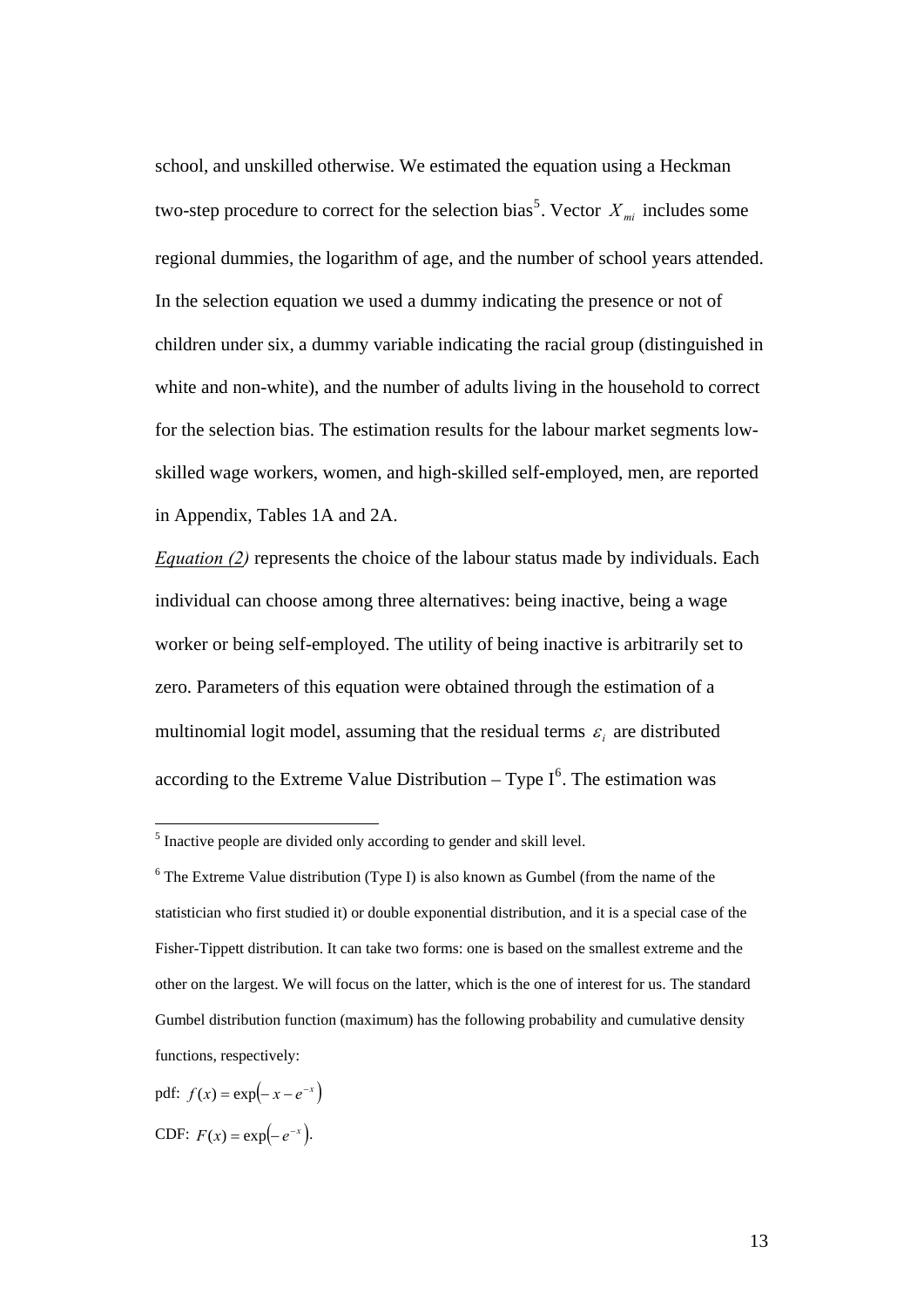school, and unskilled otherwise. We estimated the equation using a Heckman two-step procedure to correct for the selection bias[5]. Vector $X_{mi}$ includes some regional dummies, the logarithm of age, and the number of school years attended. In the selection equation we used a dummy indicating the presence or not of children under six, a dummy variable indicating the racial group (distinguished in white and non-white), and the number of adults living in the household to correct for the selection bias. The estimation results for the labour market segments low-skilled wage workers, women, and high-skilled self-employed, men, are reported in Appendix, Tables 1A and 2A.

*Equation (2)* represents the choice of the labour status made by individuals. Each individual can choose among three alternatives: being inactive, being a wage worker or being self-employed. The utility of being inactive is arbitrarily set to zero. Parameters of this equation were obtained through the estimation of a multinomial logit model, assuming that the residual terms $\varepsilon_i$ are distributed according to the Extreme Value Distribution – Type I[6]. The estimation was

---

[5] Inactive people are divided only according to gender and skill level.

[6] The Extreme Value distribution (Type I) is also known as Gumbel (from the name of the statistician who first studied it) or double exponential distribution, and it is a special case of the Fisher-Tippett distribution. It can take two forms: one is based on the smallest extreme and the other on the largest. We will focus on the latter, which is the one of interest for us. The standard Gumbel distribution function (maximum) has the following probability and cumulative density functions, respectively:

pdf: $f(x) = \exp\left(-x - e^{-x}\right)$

CDF: $F(x) = \exp\left(-e^{-x}\right)$.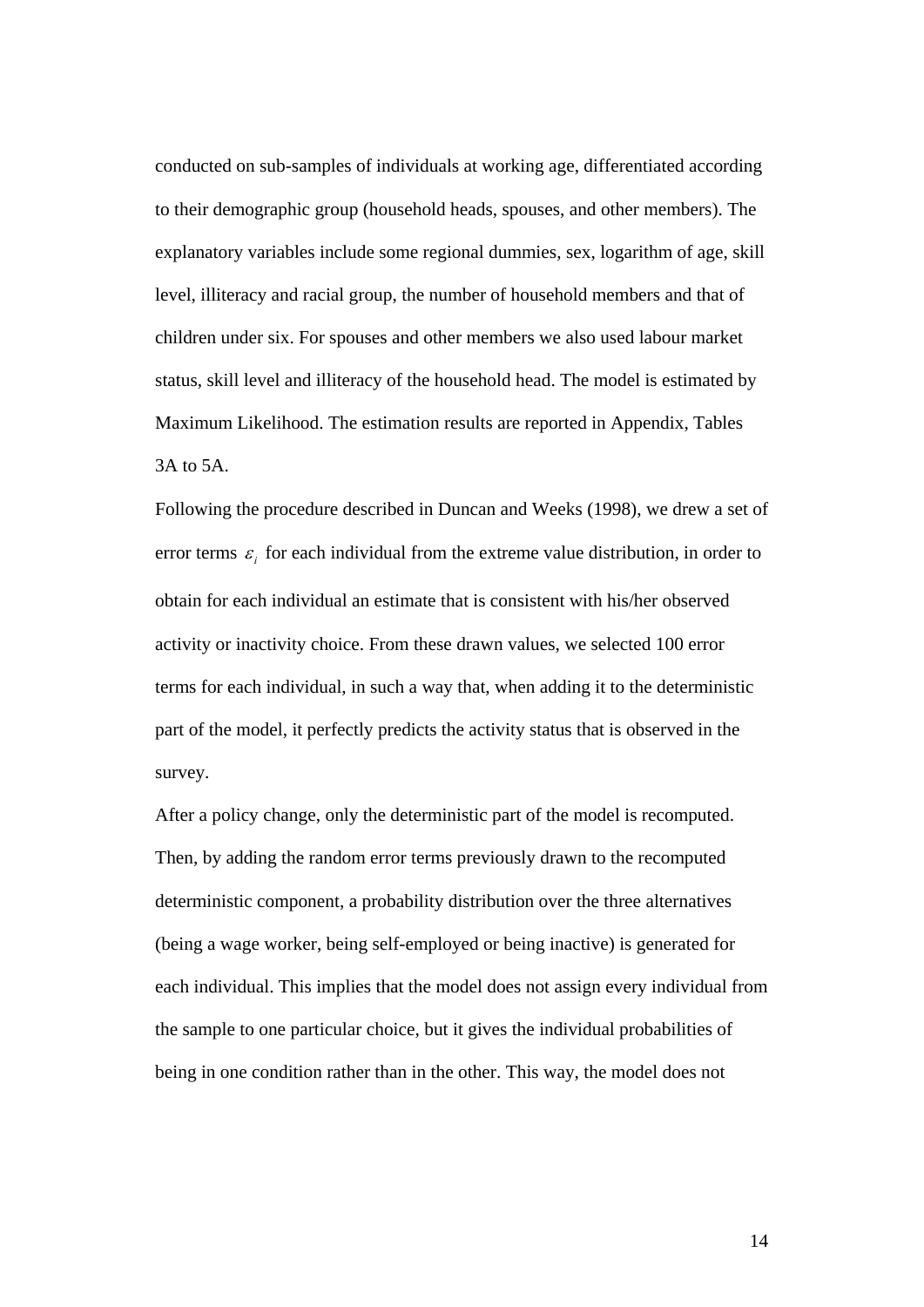conducted on sub-samples of individuals at working age, differentiated according to their demographic group (household heads, spouses, and other members). The explanatory variables include some regional dummies, sex, logarithm of age, skill level, illiteracy and racial group, the number of household members and that of children under six. For spouses and other members we also used labour market status, skill level and illiteracy of the household head. The model is estimated by Maximum Likelihood. The estimation results are reported in Appendix, Tables 3A to 5A.

Following the procedure described in Duncan and Weeks (1998), we drew a set of error terms $\varepsilon_i$ for each individual from the extreme value distribution, in order to obtain for each individual an estimate that is consistent with his/her observed activity or inactivity choice. From these drawn values, we selected 100 error terms for each individual, in such a way that, when adding it to the deterministic part of the model, it perfectly predicts the activity status that is observed in the survey.

After a policy change, only the deterministic part of the model is recomputed. Then, by adding the random error terms previously drawn to the recomputed deterministic component, a probability distribution over the three alternatives (being a wage worker, being self-employed or being inactive) is generated for each individual. This implies that the model does not assign every individual from the sample to one particular choice, but it gives the individual probabilities of being in one condition rather than in the other. This way, the model does not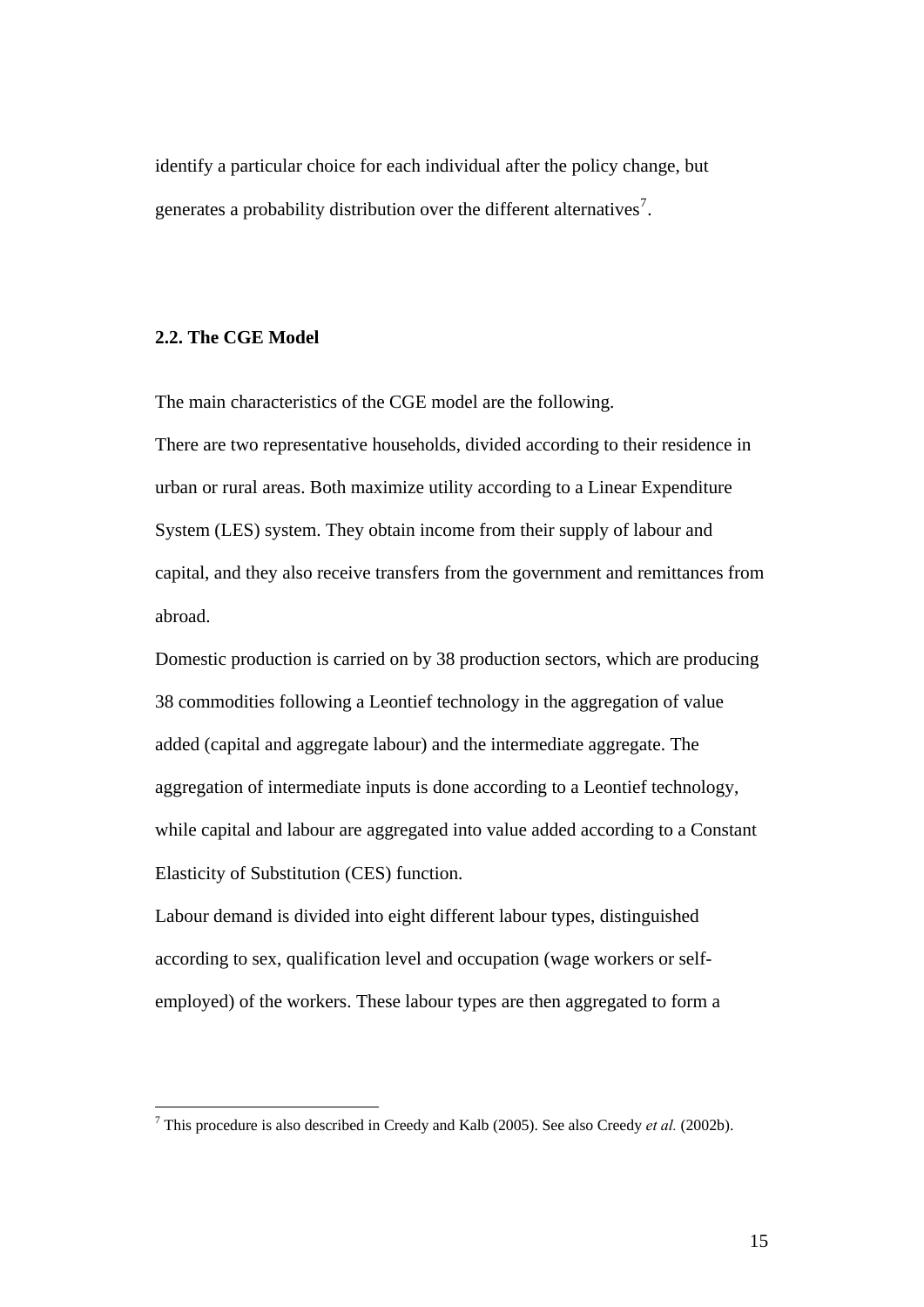identify a particular choice for each individual after the policy change, but generates a probability distribution over the different alternatives[7].

### 2.2. The CGE Model

The main characteristics of the CGE model are the following.

There are two representative households, divided according to their residence in urban or rural areas. Both maximize utility according to a Linear Expenditure System (LES) system. They obtain income from their supply of labour and capital, and they also receive transfers from the government and remittances from abroad.

Domestic production is carried on by 38 production sectors, which are producing 38 commodities following a Leontief technology in the aggregation of value added (capital and aggregate labour) and the intermediate aggregate. The aggregation of intermediate inputs is done according to a Leontief technology, while capital and labour are aggregated into value added according to a Constant Elasticity of Substitution (CES) function.

Labour demand is divided into eight different labour types, distinguished according to sex, qualification level and occupation (wage workers or self-employed) of the workers. These labour types are then aggregated to form a

---

[7] This procedure is also described in Creedy and Kalb (2005). See also Creedy *et al.* (2002b).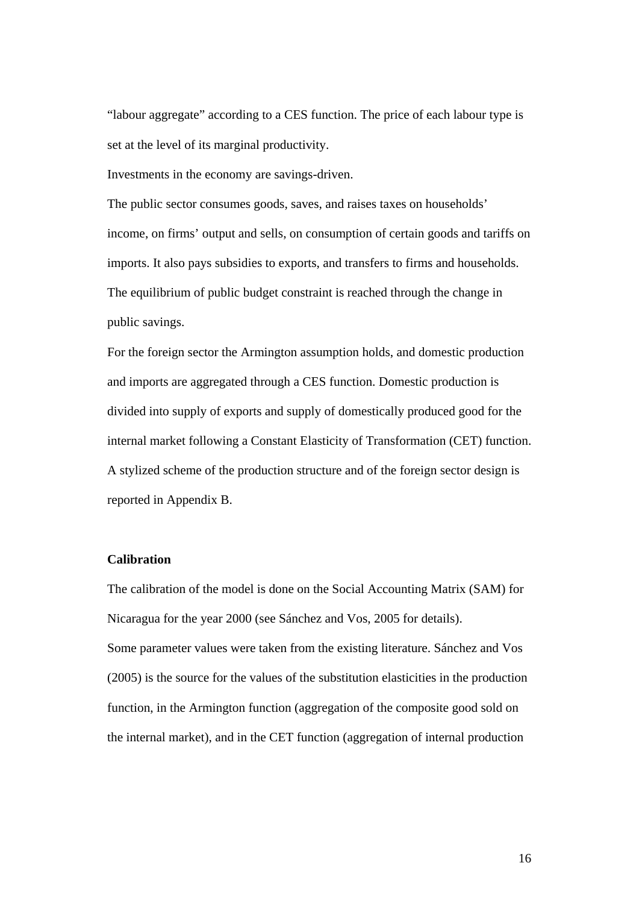"labour aggregate" according to a CES function. The price of each labour type is set at the level of its marginal productivity.

Investments in the economy are savings-driven.

The public sector consumes goods, saves, and raises taxes on households' income, on firms' output and sells, on consumption of certain goods and tariffs on imports. It also pays subsidies to exports, and transfers to firms and households. The equilibrium of public budget constraint is reached through the change in public savings.

For the foreign sector the Armington assumption holds, and domestic production and imports are aggregated through a CES function. Domestic production is divided into supply of exports and supply of domestically produced good for the internal market following a Constant Elasticity of Transformation (CET) function. A stylized scheme of the production structure and of the foreign sector design is reported in Appendix B.

**Calibration**

The calibration of the model is done on the Social Accounting Matrix (SAM) for Nicaragua for the year 2000 (see Sánchez and Vos, 2005 for details).

Some parameter values were taken from the existing literature. Sánchez and Vos (2005) is the source for the values of the substitution elasticities in the production function, in the Armington function (aggregation of the composite good sold on the internal market), and in the CET function (aggregation of internal production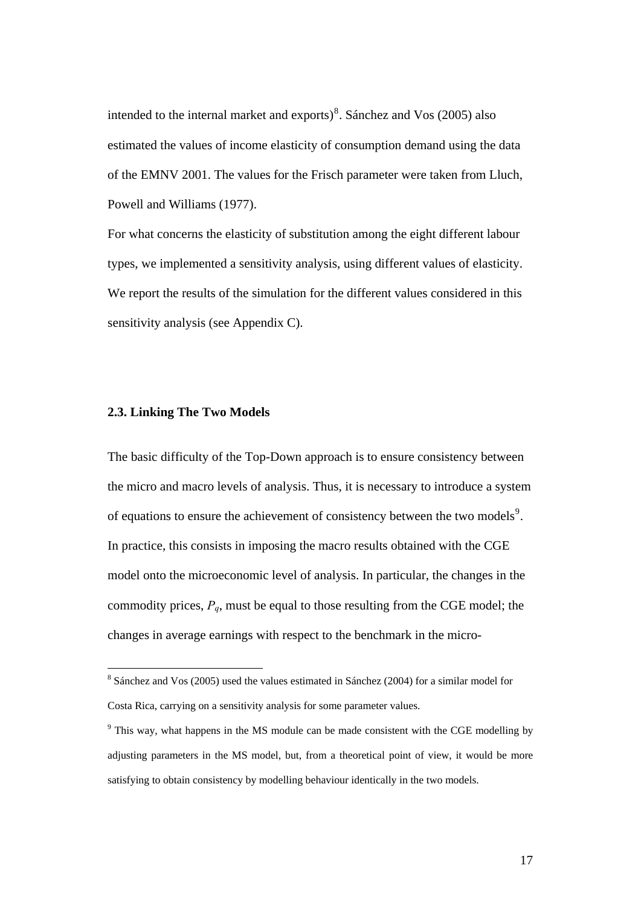intended to the internal market and exports)[8]. Sánchez and Vos (2005) also estimated the values of income elasticity of consumption demand using the data of the EMNV 2001. The values for the Frisch parameter were taken from Lluch, Powell and Williams (1977).

For what concerns the elasticity of substitution among the eight different labour types, we implemented a sensitivity analysis, using different values of elasticity. We report the results of the simulation for the different values considered in this sensitivity analysis (see Appendix C).

### 2.3. Linking The Two Models

The basic difficulty of the Top-Down approach is to ensure consistency between the micro and macro levels of analysis. Thus, it is necessary to introduce a system of equations to ensure the achievement of consistency between the two models[9]. In practice, this consists in imposing the macro results obtained with the CGE model onto the microeconomic level of analysis. In particular, the changes in the commodity prices, $P_q$, must be equal to those resulting from the CGE model; the changes in average earnings with respect to the benchmark in the micro-

---

[8] Sánchez and Vos (2005) used the values estimated in Sánchez (2004) for a similar model for Costa Rica, carrying on a sensitivity analysis for some parameter values.

[9] This way, what happens in the MS module can be made consistent with the CGE modelling by adjusting parameters in the MS model, but, from a theoretical point of view, it would be more satisfying to obtain consistency by modelling behaviour identically in the two models.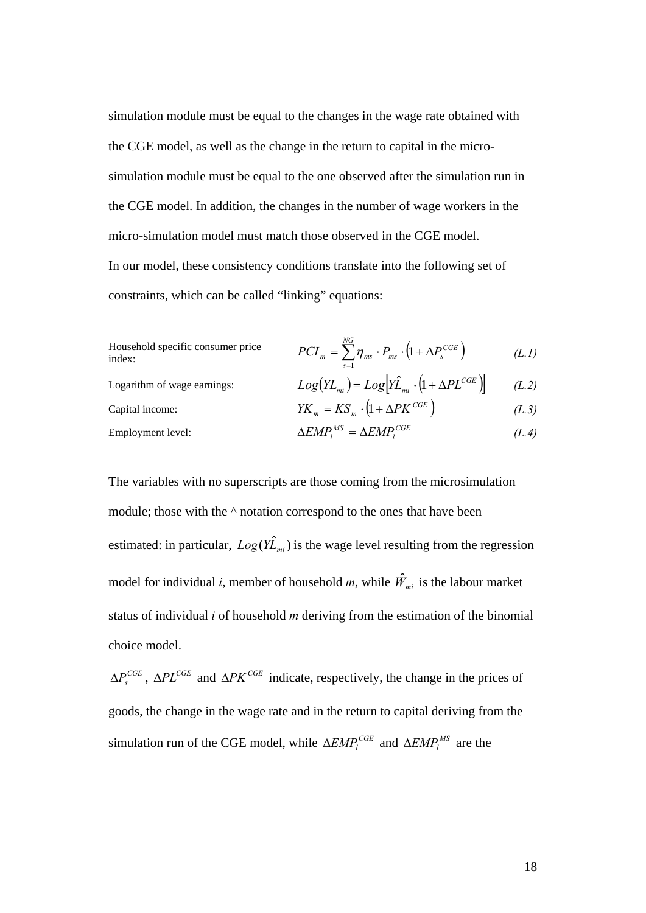simulation module must be equal to the changes in the wage rate obtained with the CGE model, as well as the change in the return to capital in the micro-simulation module must be equal to the one observed after the simulation run in the CGE model. In addition, the changes in the number of wage workers in the micro-simulation model must match those observed in the CGE model.

In our model, these consistency conditions translate into the following set of constraints, which can be called "linking" equations:

Household specific consumer price index:

$$PCI_m = \sum_{s=1}^{NG} \eta_{ms} \cdot P_{ms} \cdot \left(1 + \Delta P_s^{CGE}\right) \qquad (L.1)$$

Logarithm of wage earnings:

$$Log\left(YL_{mi}\right) = Log\left[\hat{YL}_{mi} \cdot \left(1 + \Delta PL^{CGE}\right)\right] \qquad (L.2)$$

Capital income:

$$YK_m = KS_m \cdot \left(1 + \Delta PK^{CGE}\right) \qquad (L.3)$$

Employment level:

$$\Delta EMP_l^{MS} = \Delta EMP_l^{CGE} \qquad (L.4)$$

The variables with no superscripts are those coming from the microsimulation module; those with the ^ notation correspond to the ones that have been estimated: in particular, $Log(\hat{YL}_{mi})$ is the wage level resulting from the regression model for individual *i*, member of household *m*, while $\hat{W}_{mi}$ is the labour market status of individual *i* of household *m* deriving from the estimation of the binomial choice model.

$\Delta P_s^{CGE}$, $\Delta PL^{CGE}$ and $\Delta PK^{CGE}$ indicate, respectively, the change in the prices of goods, the change in the wage rate and in the return to capital deriving from the simulation run of the CGE model, while $\Delta EMP_l^{CGE}$ and $\Delta EMP_l^{MS}$ are the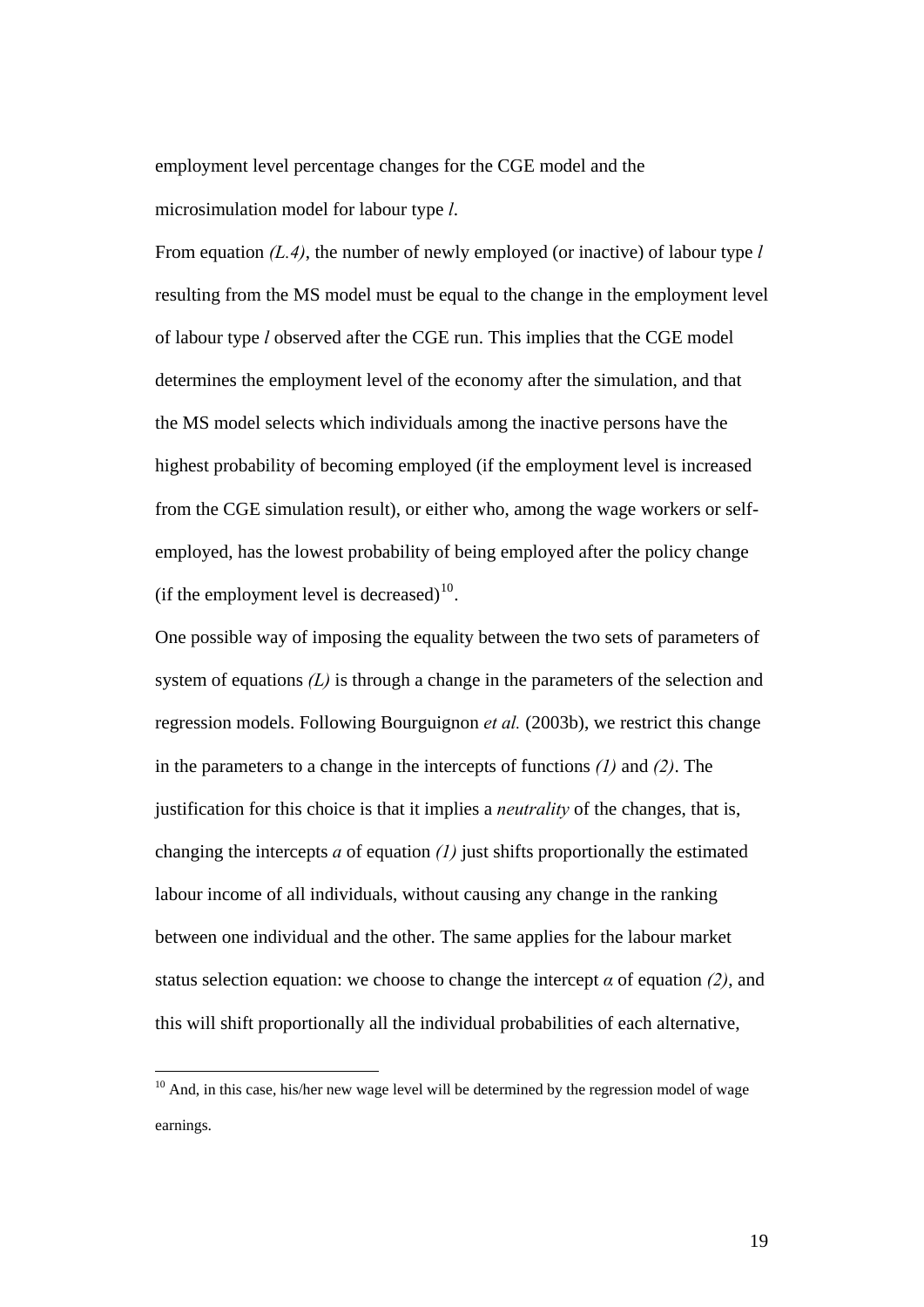employment level percentage changes for the CGE model and the microsimulation model for labour type *l*.

From equation *(L.4)*, the number of newly employed (or inactive) of labour type *l* resulting from the MS model must be equal to the change in the employment level of labour type *l* observed after the CGE run. This implies that the CGE model determines the employment level of the economy after the simulation, and that the MS model selects which individuals among the inactive persons have the highest probability of becoming employed (if the employment level is increased from the CGE simulation result), or either who, among the wage workers or self-employed, has the lowest probability of being employed after the policy change (if the employment level is decreased)[10].

One possible way of imposing the equality between the two sets of parameters of system of equations *(L)* is through a change in the parameters of the selection and regression models. Following Bourguignon *et al.* (2003b), we restrict this change in the parameters to a change in the intercepts of functions *(1)* and *(2)*. The justification for this choice is that it implies a *neutrality* of the changes, that is, changing the intercepts $a$ of equation *(1)* just shifts proportionally the estimated labour income of all individuals, without causing any change in the ranking between one individual and the other. The same applies for the labour market status selection equation: we choose to change the intercept $\alpha$ of equation *(2)*, and this will shift proportionally all the individual probabilities of each alternative,

[10] And, in this case, his/her new wage level will be determined by the regression model of wage earnings.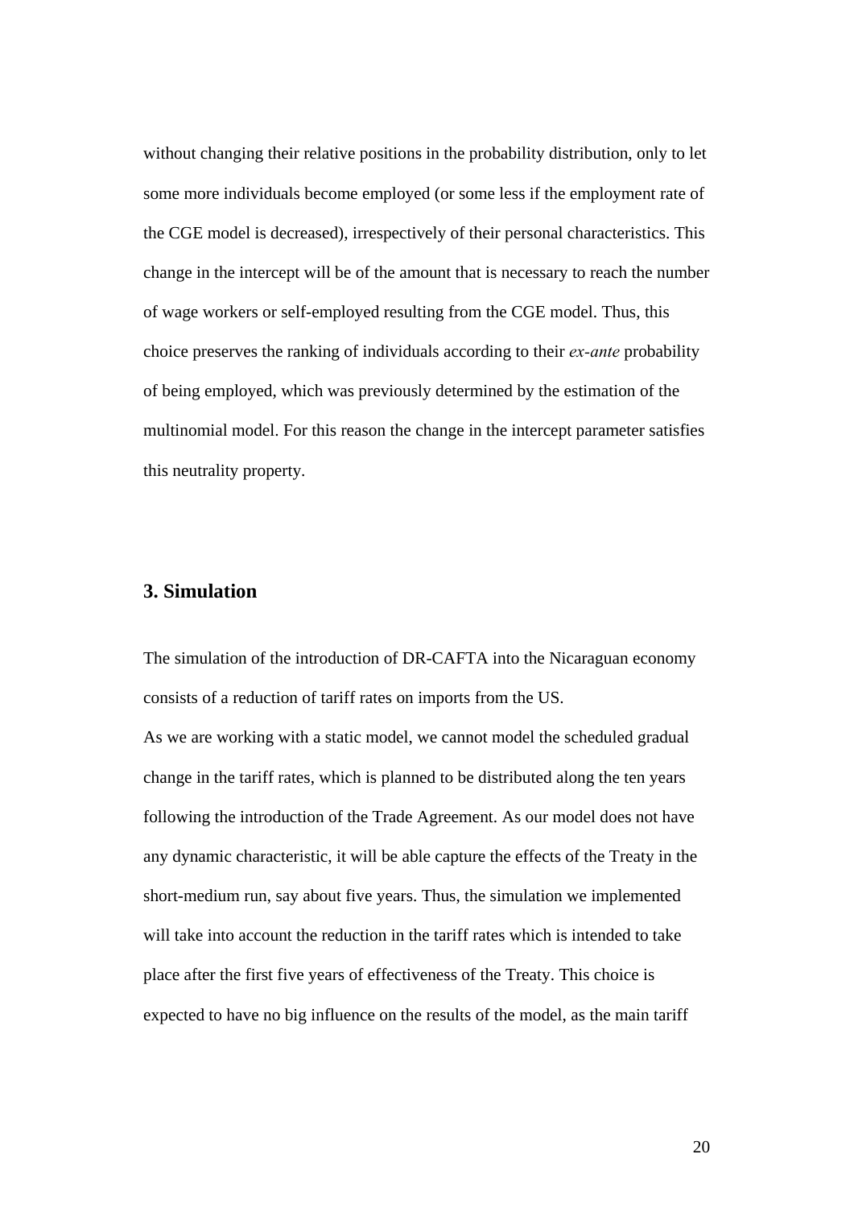without changing their relative positions in the probability distribution, only to let some more individuals become employed (or some less if the employment rate of the CGE model is decreased), irrespectively of their personal characteristics. This change in the intercept will be of the amount that is necessary to reach the number of wage workers or self-employed resulting from the CGE model. Thus, this choice preserves the ranking of individuals according to their *ex-ante* probability of being employed, which was previously determined by the estimation of the multinomial model. For this reason the change in the intercept parameter satisfies this neutrality property.

## 3. Simulation

The simulation of the introduction of DR-CAFTA into the Nicaraguan economy consists of a reduction of tariff rates on imports from the US.

As we are working with a static model, we cannot model the scheduled gradual change in the tariff rates, which is planned to be distributed along the ten years following the introduction of the Trade Agreement. As our model does not have any dynamic characteristic, it will be able capture the effects of the Treaty in the short-medium run, say about five years. Thus, the simulation we implemented will take into account the reduction in the tariff rates which is intended to take place after the first five years of effectiveness of the Treaty. This choice is expected to have no big influence on the results of the model, as the main tariff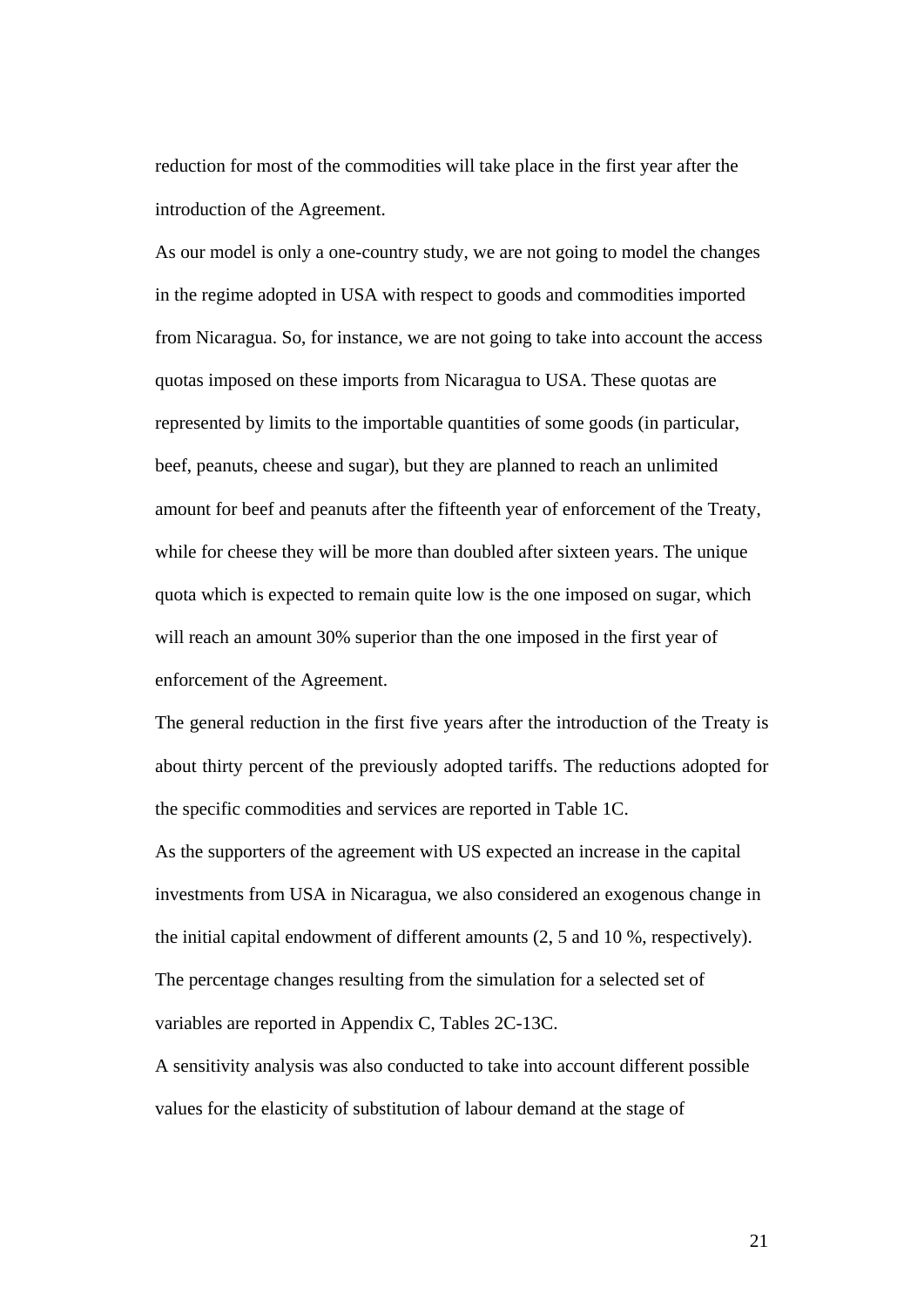reduction for most of the commodities will take place in the first year after the introduction of the Agreement.

As our model is only a one-country study, we are not going to model the changes in the regime adopted in USA with respect to goods and commodities imported from Nicaragua. So, for instance, we are not going to take into account the access quotas imposed on these imports from Nicaragua to USA. These quotas are represented by limits to the importable quantities of some goods (in particular, beef, peanuts, cheese and sugar), but they are planned to reach an unlimited amount for beef and peanuts after the fifteenth year of enforcement of the Treaty, while for cheese they will be more than doubled after sixteen years. The unique quota which is expected to remain quite low is the one imposed on sugar, which will reach an amount 30% superior than the one imposed in the first year of enforcement of the Agreement.

The general reduction in the first five years after the introduction of the Treaty is about thirty percent of the previously adopted tariffs. The reductions adopted for the specific commodities and services are reported in Table 1C.

As the supporters of the agreement with US expected an increase in the capital investments from USA in Nicaragua, we also considered an exogenous change in the initial capital endowment of different amounts (2, 5 and 10 %, respectively). The percentage changes resulting from the simulation for a selected set of variables are reported in Appendix C, Tables 2C-13C.

A sensitivity analysis was also conducted to take into account different possible values for the elasticity of substitution of labour demand at the stage of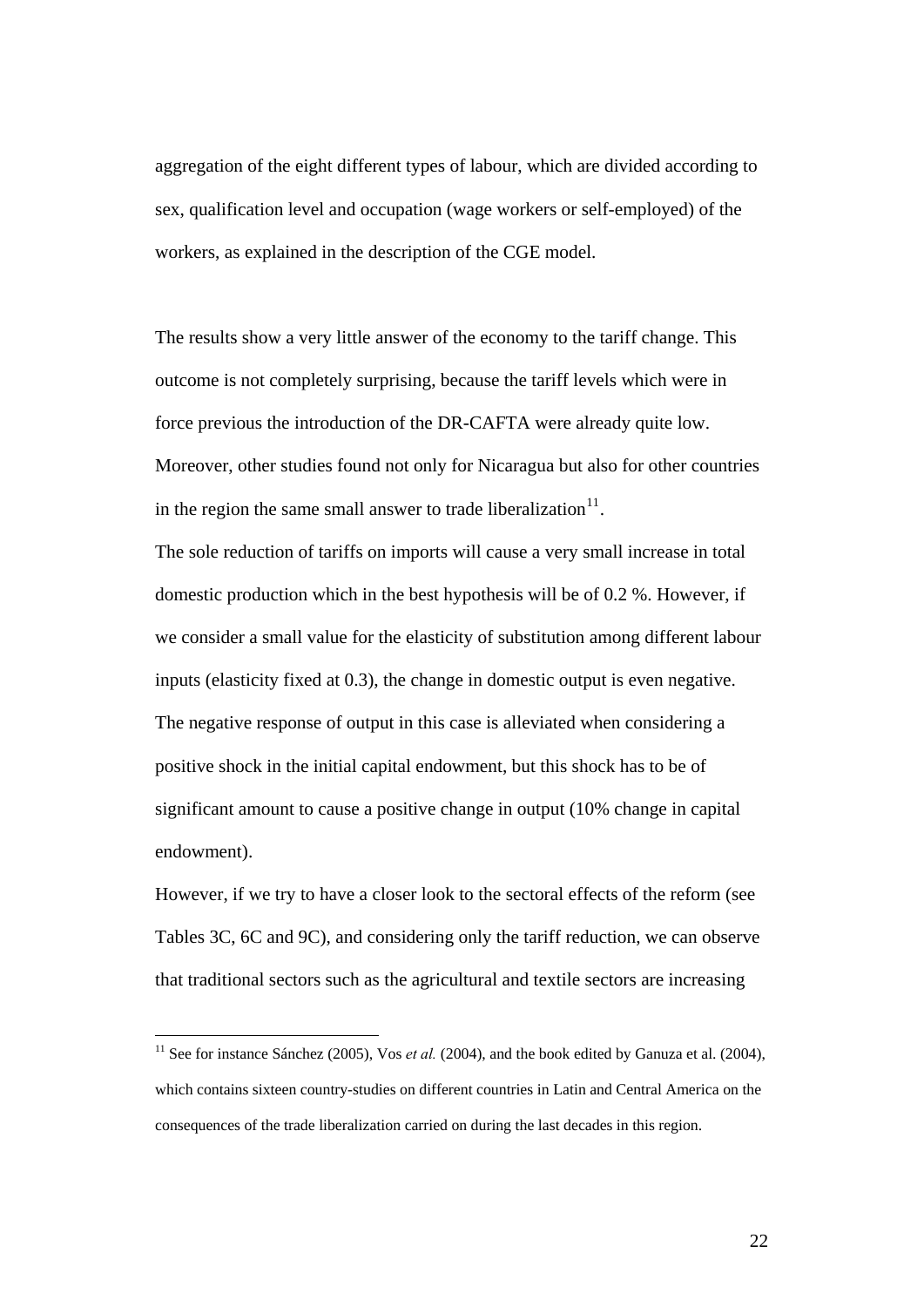aggregation of the eight different types of labour, which are divided according to sex, qualification level and occupation (wage workers or self-employed) of the workers, as explained in the description of the CGE model.

The results show a very little answer of the economy to the tariff change. This outcome is not completely surprising, because the tariff levels which were in force previous the introduction of the DR-CAFTA were already quite low. Moreover, other studies found not only for Nicaragua but also for other countries in the region the same small answer to trade liberalization[11].

The sole reduction of tariffs on imports will cause a very small increase in total domestic production which in the best hypothesis will be of 0.2 %. However, if we consider a small value for the elasticity of substitution among different labour inputs (elasticity fixed at 0.3), the change in domestic output is even negative. The negative response of output in this case is alleviated when considering a positive shock in the initial capital endowment, but this shock has to be of significant amount to cause a positive change in output (10% change in capital endowment).

However, if we try to have a closer look to the sectoral effects of the reform (see Tables 3C, 6C and 9C), and considering only the tariff reduction, we can observe that traditional sectors such as the agricultural and textile sectors are increasing

[11] See for instance Sánchez (2005), Vos *et al.* (2004), and the book edited by Ganuza et al. (2004), which contains sixteen country-studies on different countries in Latin and Central America on the consequences of the trade liberalization carried on during the last decades in this region.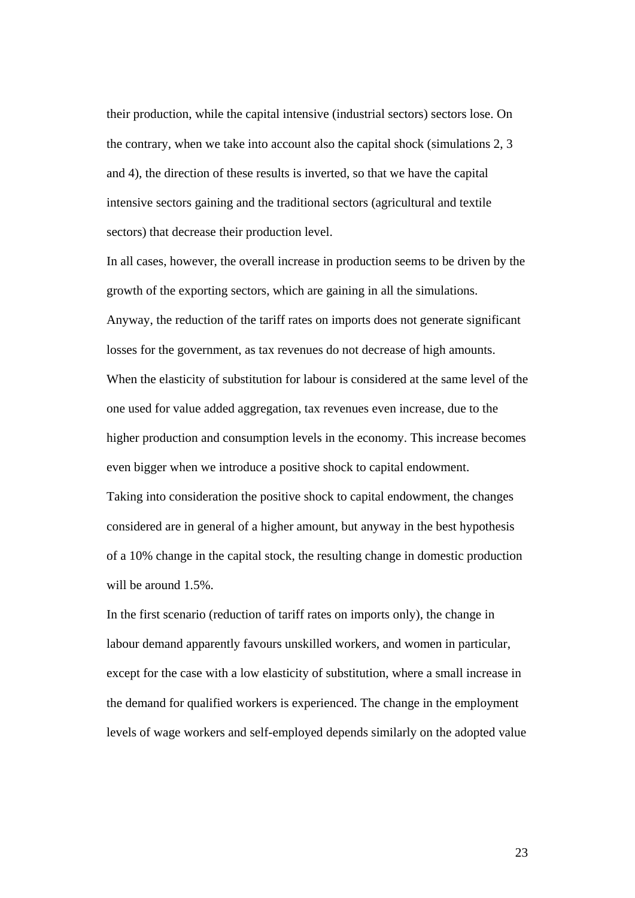their production, while the capital intensive (industrial sectors) sectors lose. On the contrary, when we take into account also the capital shock (simulations 2, 3 and 4), the direction of these results is inverted, so that we have the capital intensive sectors gaining and the traditional sectors (agricultural and textile sectors) that decrease their production level.

In all cases, however, the overall increase in production seems to be driven by the growth of the exporting sectors, which are gaining in all the simulations.

Anyway, the reduction of the tariff rates on imports does not generate significant losses for the government, as tax revenues do not decrease of high amounts.

When the elasticity of substitution for labour is considered at the same level of the one used for value added aggregation, tax revenues even increase, due to the higher production and consumption levels in the economy. This increase becomes even bigger when we introduce a positive shock to capital endowment.

Taking into consideration the positive shock to capital endowment, the changes considered are in general of a higher amount, but anyway in the best hypothesis of a 10% change in the capital stock, the resulting change in domestic production will be around 1.5%.

In the first scenario (reduction of tariff rates on imports only), the change in labour demand apparently favours unskilled workers, and women in particular, except for the case with a low elasticity of substitution, where a small increase in the demand for qualified workers is experienced. The change in the employment levels of wage workers and self-employed depends similarly on the adopted value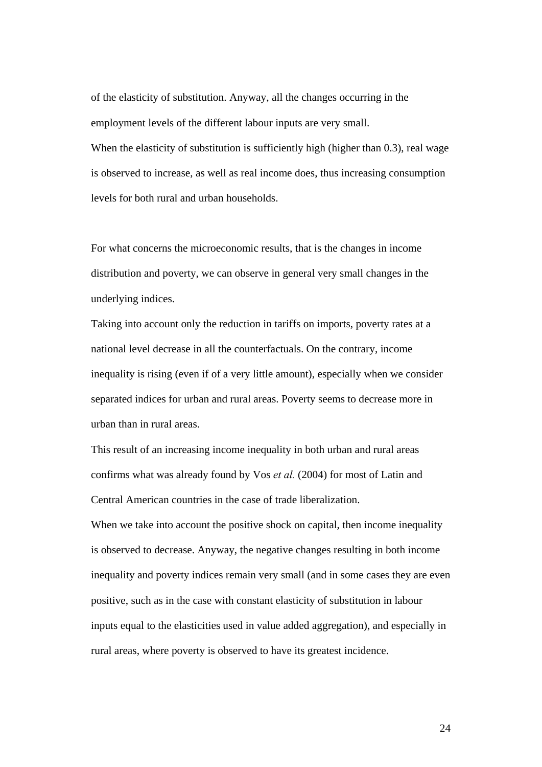of the elasticity of substitution. Anyway, all the changes occurring in the employment levels of the different labour inputs are very small.

When the elasticity of substitution is sufficiently high (higher than 0.3), real wage is observed to increase, as well as real income does, thus increasing consumption levels for both rural and urban households.

For what concerns the microeconomic results, that is the changes in income distribution and poverty, we can observe in general very small changes in the underlying indices.

Taking into account only the reduction in tariffs on imports, poverty rates at a national level decrease in all the counterfactuals. On the contrary, income inequality is rising (even if of a very little amount), especially when we consider separated indices for urban and rural areas. Poverty seems to decrease more in urban than in rural areas.

This result of an increasing income inequality in both urban and rural areas confirms what was already found by Vos *et al.* (2004) for most of Latin and Central American countries in the case of trade liberalization.

When we take into account the positive shock on capital, then income inequality is observed to decrease. Anyway, the negative changes resulting in both income inequality and poverty indices remain very small (and in some cases they are even positive, such as in the case with constant elasticity of substitution in labour inputs equal to the elasticities used in value added aggregation), and especially in rural areas, where poverty is observed to have its greatest incidence.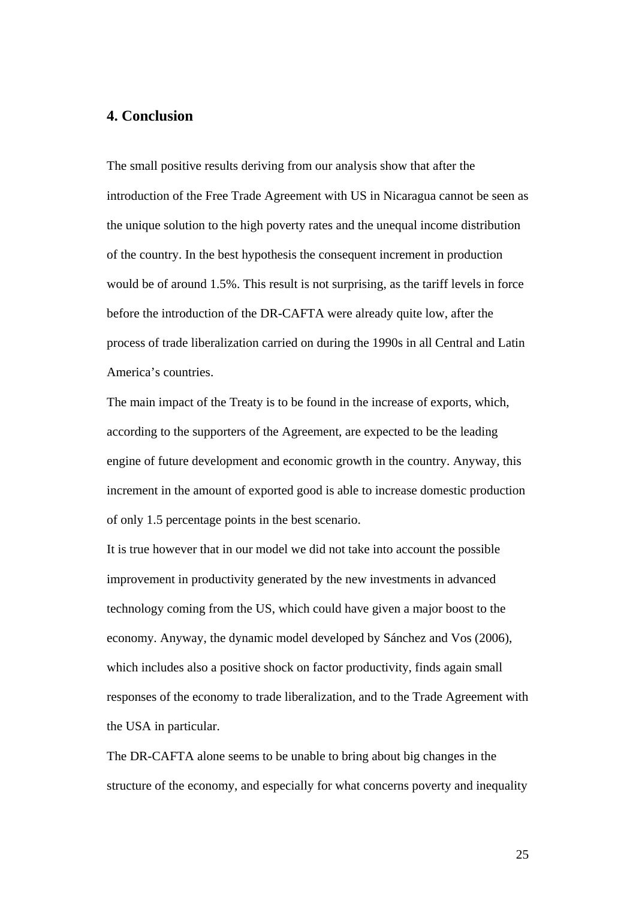## 4. Conclusion

The small positive results deriving from our analysis show that after the introduction of the Free Trade Agreement with US in Nicaragua cannot be seen as the unique solution to the high poverty rates and the unequal income distribution of the country. In the best hypothesis the consequent increment in production would be of around 1.5%. This result is not surprising, as the tariff levels in force before the introduction of the DR-CAFTA were already quite low, after the process of trade liberalization carried on during the 1990s in all Central and Latin America's countries.

The main impact of the Treaty is to be found in the increase of exports, which, according to the supporters of the Agreement, are expected to be the leading engine of future development and economic growth in the country. Anyway, this increment in the amount of exported good is able to increase domestic production of only 1.5 percentage points in the best scenario.

It is true however that in our model we did not take into account the possible improvement in productivity generated by the new investments in advanced technology coming from the US, which could have given a major boost to the economy. Anyway, the dynamic model developed by Sánchez and Vos (2006), which includes also a positive shock on factor productivity, finds again small responses of the economy to trade liberalization, and to the Trade Agreement with the USA in particular.

The DR-CAFTA alone seems to be unable to bring about big changes in the structure of the economy, and especially for what concerns poverty and inequality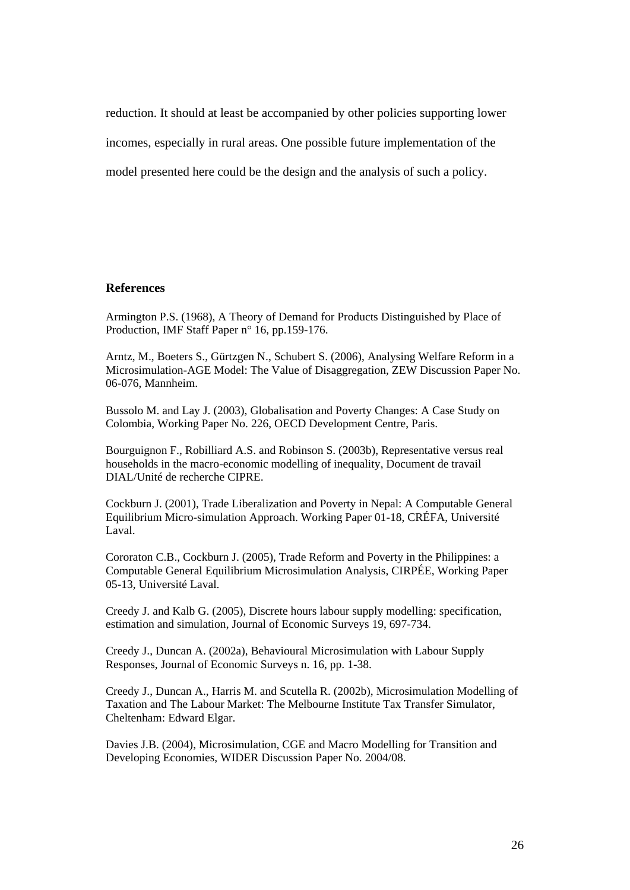reduction. It should at least be accompanied by other policies supporting lower incomes, especially in rural areas. One possible future implementation of the model presented here could be the design and the analysis of such a policy.

## References

Armington P.S. (1968), A Theory of Demand for Products Distinguished by Place of Production, IMF Staff Paper n° 16, pp.159-176.

Arntz, M., Boeters S., Gürtzgen N., Schubert S. (2006), Analysing Welfare Reform in a Microsimulation-AGE Model: The Value of Disaggregation, ZEW Discussion Paper No. 06-076, Mannheim.

Bussolo M. and Lay J. (2003), Globalisation and Poverty Changes: A Case Study on Colombia, Working Paper No. 226, OECD Development Centre, Paris.

Bourguignon F., Robilliard A.S. and Robinson S. (2003b), Representative versus real households in the macro-economic modelling of inequality, Document de travail DIAL/Unité de recherche CIPRE.

Cockburn J. (2001), Trade Liberalization and Poverty in Nepal: A Computable General Equilibrium Micro-simulation Approach. Working Paper 01-18, CRÉFA, Université Laval.

Cororaton C.B., Cockburn J. (2005), Trade Reform and Poverty in the Philippines: a Computable General Equilibrium Microsimulation Analysis, CIRPÉE, Working Paper 05-13, Université Laval.

Creedy J. and Kalb G. (2005), Discrete hours labour supply modelling: specification, estimation and simulation, Journal of Economic Surveys 19, 697-734.

Creedy J., Duncan A. (2002a), Behavioural Microsimulation with Labour Supply Responses, Journal of Economic Surveys n. 16, pp. 1-38.

Creedy J., Duncan A., Harris M. and Scutella R. (2002b), Microsimulation Modelling of Taxation and The Labour Market: The Melbourne Institute Tax Transfer Simulator, Cheltenham: Edward Elgar.

Davies J.B. (2004), Microsimulation, CGE and Macro Modelling for Transition and Developing Economies, WIDER Discussion Paper No. 2004/08.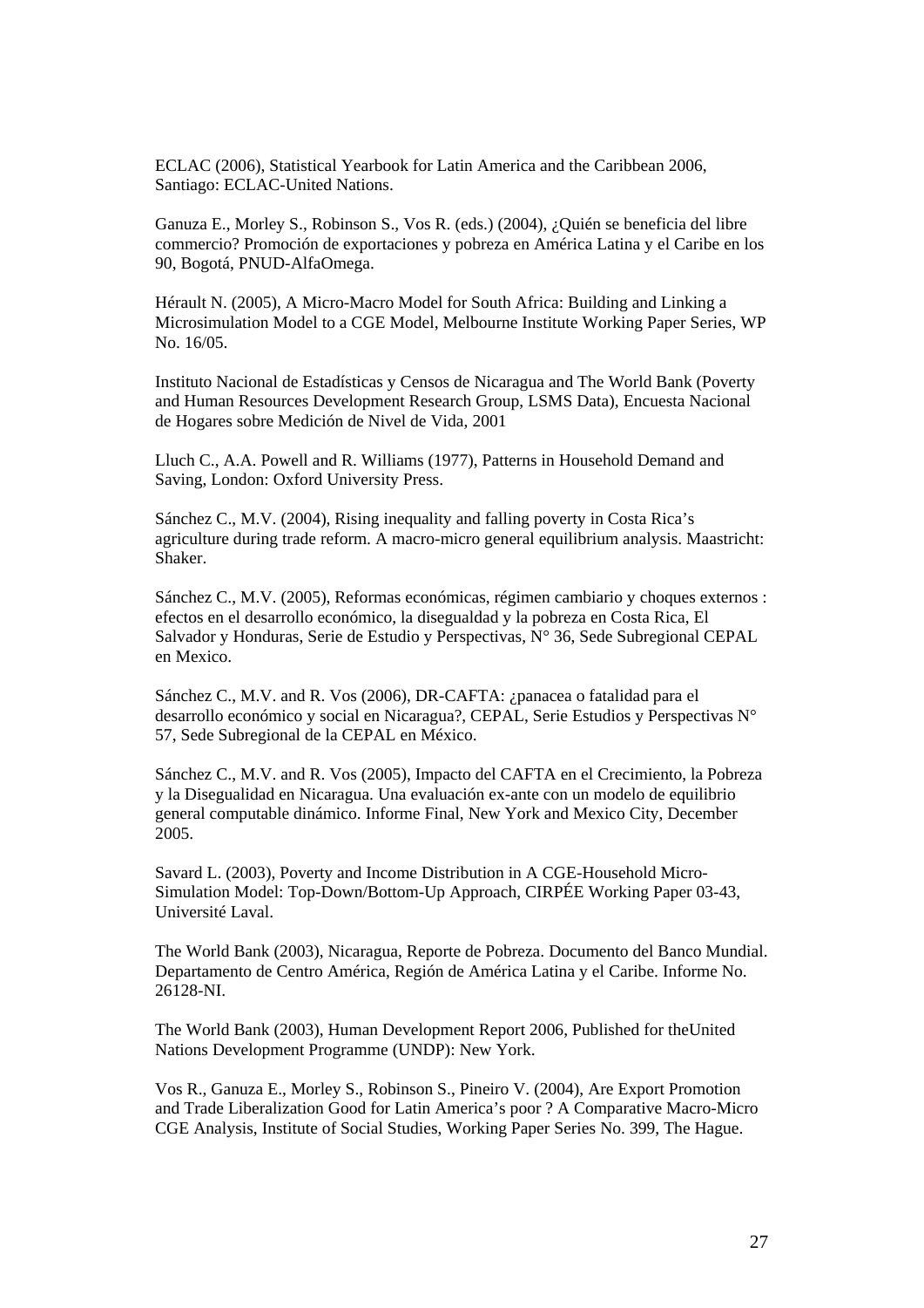ECLAC (2006), Statistical Yearbook for Latin America and the Caribbean 2006, Santiago: ECLAC-United Nations.

Ganuza E., Morley S., Robinson S., Vos R. (eds.) (2004), ¿Quién se beneficia del libre commercio? Promoción de exportaciones y pobreza en América Latina y el Caribe en los 90, Bogotá, PNUD-AlfaOmega.

Hérault N. (2005), A Micro-Macro Model for South Africa: Building and Linking a Microsimulation Model to a CGE Model, Melbourne Institute Working Paper Series, WP No. 16/05.

Instituto Nacional de Estadísticas y Censos de Nicaragua and The World Bank (Poverty and Human Resources Development Research Group, LSMS Data), Encuesta Nacional de Hogares sobre Medición de Nivel de Vida, 2001

Lluch C., A.A. Powell and R. Williams (1977), Patterns in Household Demand and Saving, London: Oxford University Press.

Sánchez C., M.V. (2004), Rising inequality and falling poverty in Costa Rica's agriculture during trade reform. A macro-micro general equilibrium analysis. Maastricht: Shaker.

Sánchez C., M.V. (2005), Reformas económicas, régimen cambiario y choques externos : efectos en el desarrollo económico, la disegualdad y la pobreza en Costa Rica, El Salvador y Honduras, Serie de Estudio y Perspectivas, N° 36, Sede Subregional CEPAL en Mexico.

Sánchez C., M.V. and R. Vos (2006), DR-CAFTA: ¿panacea o fatalidad para el desarrollo económico y social en Nicaragua?, CEPAL, Serie Estudios y Perspectivas N° 57, Sede Subregional de la CEPAL en México.

Sánchez C., M.V. and R. Vos (2005), Impacto del CAFTA en el Crecimiento, la Pobreza y la Disegualidad en Nicaragua. Una evaluación ex-ante con un modelo de equilibrio general computable dinámico. Informe Final, New York and Mexico City, December 2005.

Savard L. (2003), Poverty and Income Distribution in A CGE-Household Micro-Simulation Model: Top-Down/Bottom-Up Approach, CIRPÉE Working Paper 03-43, Université Laval.

The World Bank (2003), Nicaragua, Reporte de Pobreza. Documento del Banco Mundial. Departamento de Centro América, Región de América Latina y el Caribe. Informe No. 26128-NI.

The World Bank (2003), Human Development Report 2006, Published for theUnited Nations Development Programme (UNDP): New York.

Vos R., Ganuza E., Morley S., Robinson S., Pineiro V. (2004), Are Export Promotion and Trade Liberalization Good for Latin America's poor ? A Comparative Macro-Micro CGE Analysis, Institute of Social Studies, Working Paper Series No. 399, The Hague.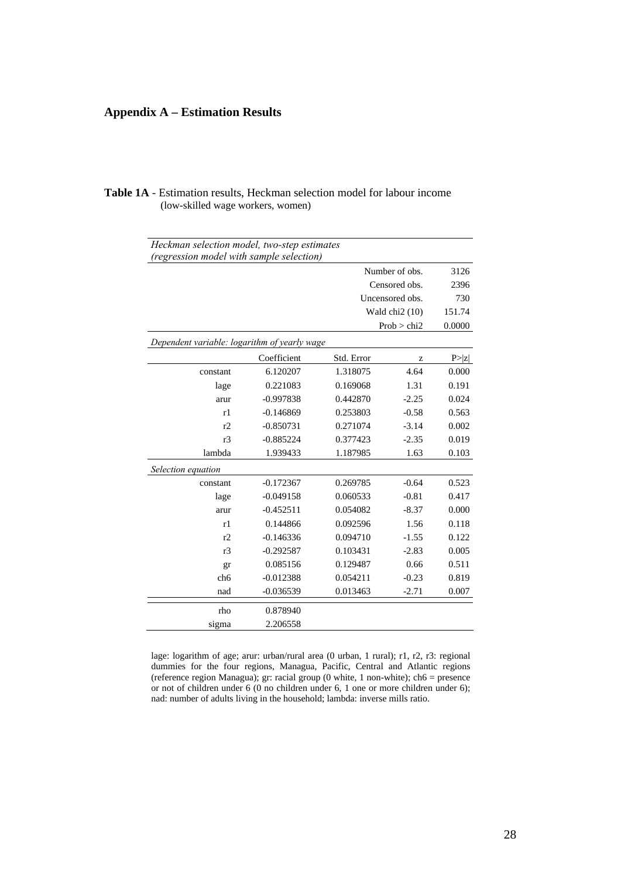## Appendix A – Estimation Results

**Table 1A** - Estimation results, Heckman selection model for labour income (low-skilled wage workers, women)

| *Heckman selection model, two-step estimates (regression model with sample selection)* | | | | |
|---|---|---|---|---|
| | | | Number of obs. | 3126 |
| | | | Censored obs. | 2396 |
| | | | Uncensored obs. | 730 |
| | | | Wald chi2 (10) | 151.74 |
| | | | Prob > chi2 | 0.0000 |
| *Dependent variable: logarithm of yearly wage* | | | | |
| | Coefficient | Std. Error | z | P>\|z\| |
| constant | 6.120207 | 1.318075 | 4.64 | 0.000 |
| lage | 0.221083 | 0.169068 | 1.31 | 0.191 |
| arur | -0.997838 | 0.442870 | -2.25 | 0.024 |
| r1 | -0.146869 | 0.253803 | -0.58 | 0.563 |
| r2 | -0.850731 | 0.271074 | -3.14 | 0.002 |
| r3 | -0.885224 | 0.377423 | -2.35 | 0.019 |
| lambda | 1.939433 | 1.187985 | 1.63 | 0.103 |
| *Selection equation* | | | | |
| constant | -0.172367 | 0.269785 | -0.64 | 0.523 |
| lage | -0.049158 | 0.060533 | -0.81 | 0.417 |
| arur | -0.452511 | 0.054082 | -8.37 | 0.000 |
| r1 | 0.144866 | 0.092596 | 1.56 | 0.118 |
| r2 | -0.146336 | 0.094710 | -1.55 | 0.122 |
| r3 | -0.292587 | 0.103431 | -2.83 | 0.005 |
| gr | 0.085156 | 0.129487 | 0.66 | 0.511 |
| ch6 | -0.012388 | 0.054211 | -0.23 | 0.819 |
| nad | -0.036539 | 0.013463 | -2.71 | 0.007 |
| rho | 0.878940 | | | |
| sigma | 2.206558 | | | |

lage: logarithm of age; arur: urban/rural area (0 urban, 1 rural); r1, r2, r3: regional dummies for the four regions, Managua, Pacific, Central and Atlantic regions (reference region Managua); gr: racial group (0 white, 1 non-white); ch6 = presence or not of children under 6 (0 no children under 6, 1 one or more children under 6); nad: number of adults living in the household; lambda: inverse mills ratio.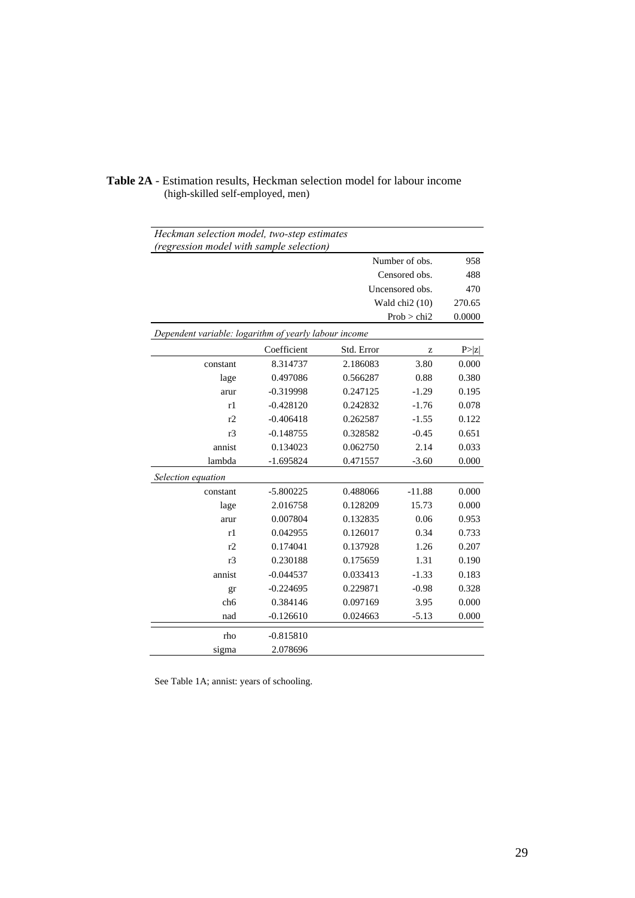**Table 2A** - Estimation results, Heckman selection model for labour income (high-skilled self-employed, men)

*Heckman selection model, two-step estimates*
*(regression model with sample selection)*

| | | | | |
|---|---|---|---|---|
| | | | Number of obs. | 958 |
| | | | Censored obs. | 488 |
| | | | Uncensored obs. | 470 |
| | | | Wald chi2 (10) | 270.65 |
| | | | Prob > chi2 | 0.0000 |

*Dependent variable: logarithm of yearly labour income*

| | Coefficient | Std. Error | z | P>\|z\| |
|---|---|---|---|---|
| constant | 8.314737 | 2.186083 | 3.80 | 0.000 |
| lage | 0.497086 | 0.566287 | 0.88 | 0.380 |
| arur | -0.319998 | 0.247125 | -1.29 | 0.195 |
| r1 | -0.428120 | 0.242832 | -1.76 | 0.078 |
| r2 | -0.406418 | 0.262587 | -1.55 | 0.122 |
| r3 | -0.148755 | 0.328582 | -0.45 | 0.651 |
| annist | 0.134023 | 0.062750 | 2.14 | 0.033 |
| lambda | -1.695824 | 0.471557 | -3.60 | 0.000 |
| *Selection equation* | | | | |
| constant | -5.800225 | 0.488066 | -11.88 | 0.000 |
| lage | 2.016758 | 0.128209 | 15.73 | 0.000 |
| arur | 0.007804 | 0.132835 | 0.06 | 0.953 |
| r1 | 0.042955 | 0.126017 | 0.34 | 0.733 |
| r2 | 0.174041 | 0.137928 | 1.26 | 0.207 |
| r3 | 0.230188 | 0.175659 | 1.31 | 0.190 |
| annist | -0.044537 | 0.033413 | -1.33 | 0.183 |
| gr | -0.224695 | 0.229871 | -0.98 | 0.328 |
| ch6 | 0.384146 | 0.097169 | 3.95 | 0.000 |
| nad | -0.126610 | 0.024663 | -5.13 | 0.000 |
| rho | -0.815810 | | | |
| sigma | 2.078696 | | | |

See Table 1A; annist: years of schooling.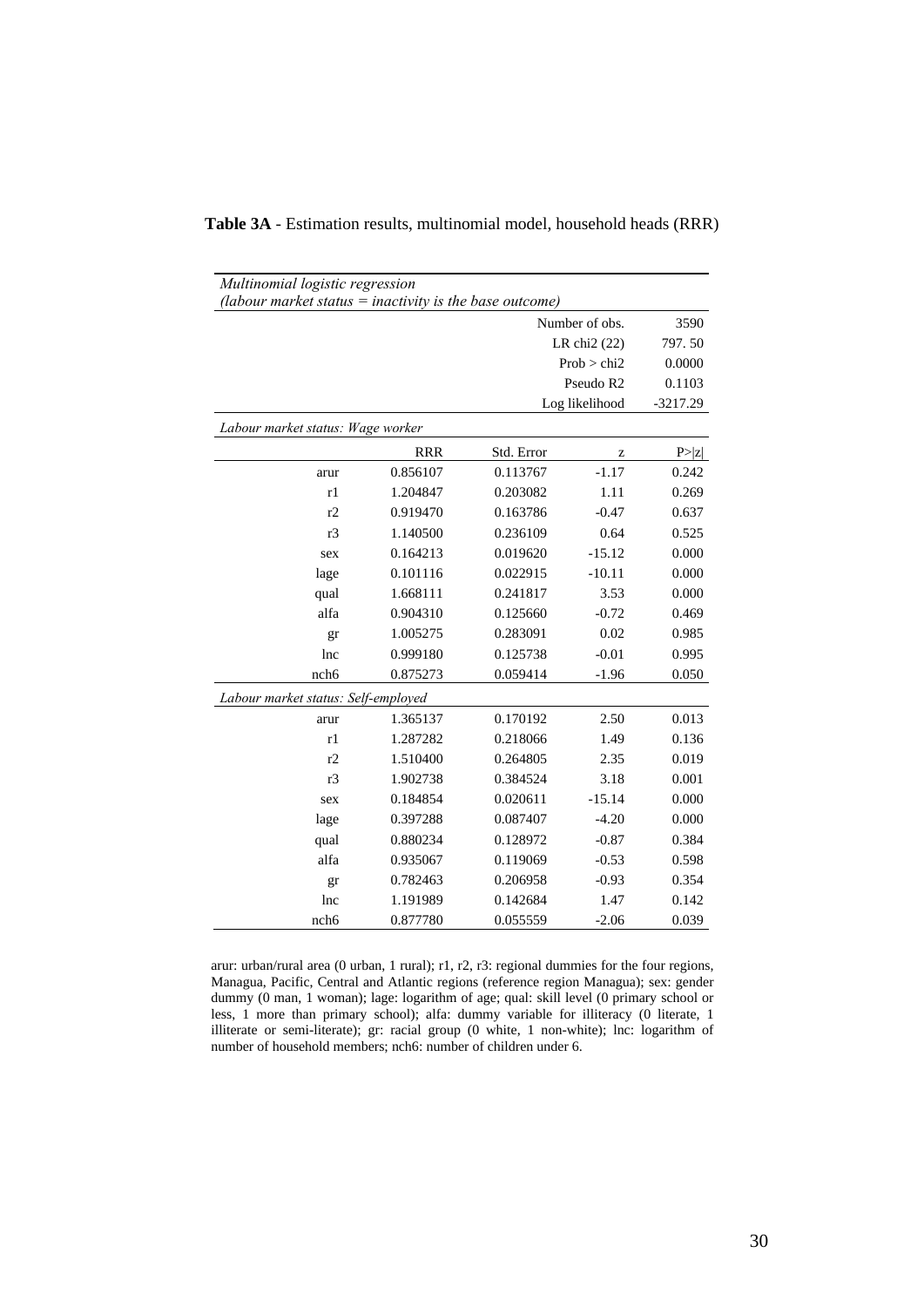**Table 3A** - Estimation results, multinomial model, household heads (RRR)

*Multinomial logistic regression*
*(labour market status = inactivity is the base outcome)*

| | |
|---|---|
| Number of obs. | 3590 |
| LR chi2 (22) | 797. 50 |
| Prob > chi2 | 0.0000 |
| Pseudo R2 | 0.1103 |
| Log likelihood | -3217.29 |

| | RRR | Std. Error | z | P>\|z\| |
|---|---|---|---|---|
| *Labour market status: Wage worker* | | | | |
| arur | 0.856107 | 0.113767 | -1.17 | 0.242 |
| r1 | 1.204847 | 0.203082 | 1.11 | 0.269 |
| r2 | 0.919470 | 0.163786 | -0.47 | 0.637 |
| r3 | 1.140500 | 0.236109 | 0.64 | 0.525 |
| sex | 0.164213 | 0.019620 | -15.12 | 0.000 |
| lage | 0.101116 | 0.022915 | -10.11 | 0.000 |
| qual | 1.668111 | 0.241817 | 3.53 | 0.000 |
| alfa | 0.904310 | 0.125660 | -0.72 | 0.469 |
| gr | 1.005275 | 0.283091 | 0.02 | 0.985 |
| lnc | 0.999180 | 0.125738 | -0.01 | 0.995 |
| nch6 | 0.875273 | 0.059414 | -1.96 | 0.050 |
| *Labour market status: Self-employed* | | | | |
| arur | 1.365137 | 0.170192 | 2.50 | 0.013 |
| r1 | 1.287282 | 0.218066 | 1.49 | 0.136 |
| r2 | 1.510400 | 0.264805 | 2.35 | 0.019 |
| r3 | 1.902738 | 0.384524 | 3.18 | 0.001 |
| sex | 0.184854 | 0.020611 | -15.14 | 0.000 |
| lage | 0.397288 | 0.087407 | -4.20 | 0.000 |
| qual | 0.880234 | 0.128972 | -0.87 | 0.384 |
| alfa | 0.935067 | 0.119069 | -0.53 | 0.598 |
| gr | 0.782463 | 0.206958 | -0.93 | 0.354 |
| lnc | 1.191989 | 0.142684 | 1.47 | 0.142 |
| nch6 | 0.877780 | 0.055559 | -2.06 | 0.039 |

arur: urban/rural area (0 urban, 1 rural); r1, r2, r3: regional dummies for the four regions, Managua, Pacific, Central and Atlantic regions (reference region Managua); sex: gender dummy (0 man, 1 woman); lage: logarithm of age; qual: skill level (0 primary school or less, 1 more than primary school); alfa: dummy variable for illiteracy (0 literate, 1 illiterate or semi-literate); gr: racial group (0 white, 1 non-white); lnc: logarithm of number of household members; nch6: number of children under 6.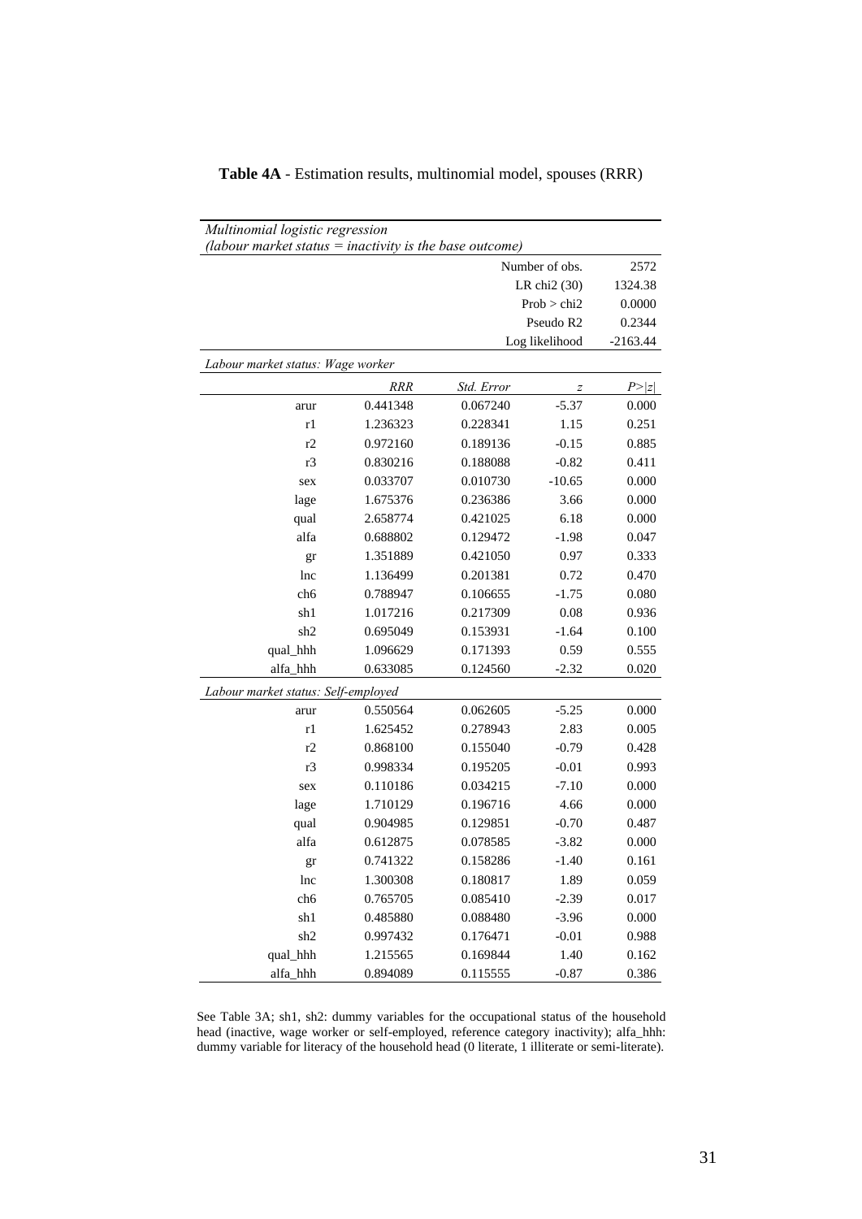**Table 4A** - Estimation results, multinomial model, spouses (RRR)

*Multinomial logistic regression*
*(labour market status = inactivity is the base outcome)*

| | | | | |
|---|---|---|---|---|
| | | | Number of obs. | 2572 |
| | | | LR chi2 (30) | 1324.38 |
| | | | Prob > chi2 | 0.0000 |
| | | | Pseudo R2 | 0.2344 |
| | | | Log likelihood | -2163.44 |
| *Labour market status: Wage worker* | | | | |
| | *RRR* | *Std. Error* | *z* | *P>\|z\|* |
| arur | 0.441348 | 0.067240 | -5.37 | 0.000 |
| r1 | 1.236323 | 0.228341 | 1.15 | 0.251 |
| r2 | 0.972160 | 0.189136 | -0.15 | 0.885 |
| r3 | 0.830216 | 0.188088 | -0.82 | 0.411 |
| sex | 0.033707 | 0.010730 | -10.65 | 0.000 |
| lage | 1.675376 | 0.236386 | 3.66 | 0.000 |
| qual | 2.658774 | 0.421025 | 6.18 | 0.000 |
| alfa | 0.688802 | 0.129472 | -1.98 | 0.047 |
| gr | 1.351889 | 0.421050 | 0.97 | 0.333 |
| lnc | 1.136499 | 0.201381 | 0.72 | 0.470 |
| ch6 | 0.788947 | 0.106655 | -1.75 | 0.080 |
| sh1 | 1.017216 | 0.217309 | 0.08 | 0.936 |
| sh2 | 0.695049 | 0.153931 | -1.64 | 0.100 |
| qual_hhh | 1.096629 | 0.171393 | 0.59 | 0.555 |
| alfa_hhh | 0.633085 | 0.124560 | -2.32 | 0.020 |
| *Labour market status: Self-employed* | | | | |
| arur | 0.550564 | 0.062605 | -5.25 | 0.000 |
| r1 | 1.625452 | 0.278943 | 2.83 | 0.005 |
| r2 | 0.868100 | 0.155040 | -0.79 | 0.428 |
| r3 | 0.998334 | 0.195205 | -0.01 | 0.993 |
| sex | 0.110186 | 0.034215 | -7.10 | 0.000 |
| lage | 1.710129 | 0.196716 | 4.66 | 0.000 |
| qual | 0.904985 | 0.129851 | -0.70 | 0.487 |
| alfa | 0.612875 | 0.078585 | -3.82 | 0.000 |
| gr | 0.741322 | 0.158286 | -1.40 | 0.161 |
| lnc | 1.300308 | 0.180817 | 1.89 | 0.059 |
| ch6 | 0.765705 | 0.085410 | -2.39 | 0.017 |
| sh1 | 0.485880 | 0.088480 | -3.96 | 0.000 |
| sh2 | 0.997432 | 0.176471 | -0.01 | 0.988 |
| qual_hhh | 1.215565 | 0.169844 | 1.40 | 0.162 |
| alfa_hhh | 0.894089 | 0.115555 | -0.87 | 0.386 |

See Table 3A; sh1, sh2: dummy variables for the occupational status of the household head (inactive, wage worker or self-employed, reference category inactivity); alfa_hhh: dummy variable for literacy of the household head (0 literate, 1 illiterate or semi-literate).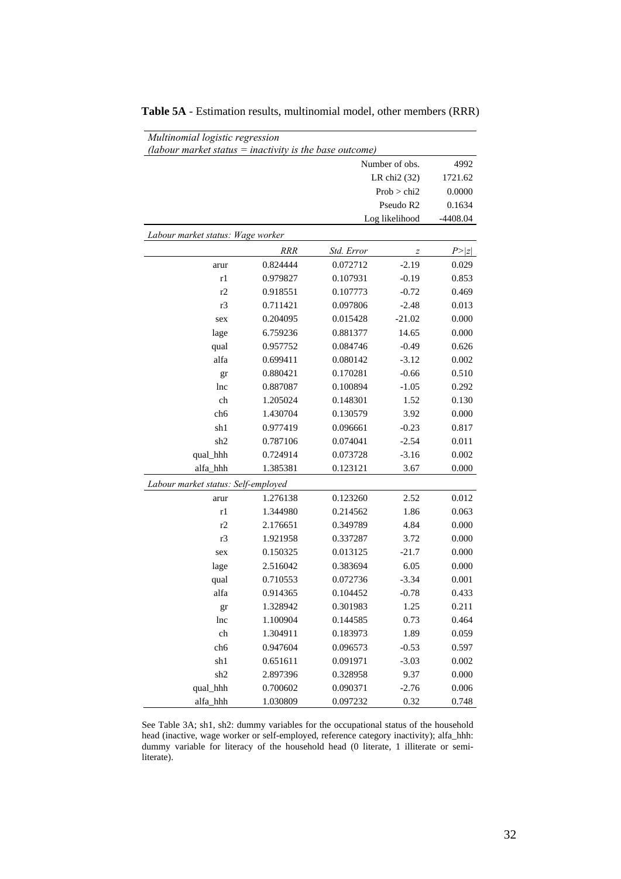**Table 5A** - Estimation results, multinomial model, other members (RRR)

| *Multinomial logistic regression* | | | | |
|---|---|---|---|---|
| *(labour market status = inactivity is the base outcome)* | | | | |
| | | | Number of obs. | 4992 |
| | | | LR chi2 (32) | 1721.62 |
| | | | Prob > chi2 | 0.0000 |
| | | | Pseudo R2 | 0.1634 |
| | | | Log likelihood | -4408.04 |
| *Labour market status: Wage worker* | | | | |
| | *RRR* | *Std. Error* | *z* | *P>\|z\|* |
| arur | 0.824444 | 0.072712 | -2.19 | 0.029 |
| r1 | 0.979827 | 0.107931 | -0.19 | 0.853 |
| r2 | 0.918551 | 0.107773 | -0.72 | 0.469 |
| r3 | 0.711421 | 0.097806 | -2.48 | 0.013 |
| sex | 0.204095 | 0.015428 | -21.02 | 0.000 |
| lage | 6.759236 | 0.881377 | 14.65 | 0.000 |
| qual | 0.957752 | 0.084746 | -0.49 | 0.626 |
| alfa | 0.699411 | 0.080142 | -3.12 | 0.002 |
| gr | 0.880421 | 0.170281 | -0.66 | 0.510 |
| lnc | 0.887087 | 0.100894 | -1.05 | 0.292 |
| ch | 1.205024 | 0.148301 | 1.52 | 0.130 |
| ch6 | 1.430704 | 0.130579 | 3.92 | 0.000 |
| sh1 | 0.977419 | 0.096661 | -0.23 | 0.817 |
| sh2 | 0.787106 | 0.074041 | -2.54 | 0.011 |
| qual_hhh | 0.724914 | 0.073728 | -3.16 | 0.002 |
| alfa_hhh | 1.385381 | 0.123121 | 3.67 | 0.000 |
| *Labour market status: Self-employed* | | | | |
| arur | 1.276138 | 0.123260 | 2.52 | 0.012 |
| r1 | 1.344980 | 0.214562 | 1.86 | 0.063 |
| r2 | 2.176651 | 0.349789 | 4.84 | 0.000 |
| r3 | 1.921958 | 0.337287 | 3.72 | 0.000 |
| sex | 0.150325 | 0.013125 | -21.7 | 0.000 |
| lage | 2.516042 | 0.383694 | 6.05 | 0.000 |
| qual | 0.710553 | 0.072736 | -3.34 | 0.001 |
| alfa | 0.914365 | 0.104452 | -0.78 | 0.433 |
| gr | 1.328942 | 0.301983 | 1.25 | 0.211 |
| lnc | 1.100904 | 0.144585 | 0.73 | 0.464 |
| ch | 1.304911 | 0.183973 | 1.89 | 0.059 |
| ch6 | 0.947604 | 0.096573 | -0.53 | 0.597 |
| sh1 | 0.651611 | 0.091971 | -3.03 | 0.002 |
| sh2 | 2.897396 | 0.328958 | 9.37 | 0.000 |
| qual_hhh | 0.700602 | 0.090371 | -2.76 | 0.006 |
| alfa_hhh | 1.030809 | 0.097232 | 0.32 | 0.748 |

See Table 3A; sh1, sh2: dummy variables for the occupational status of the household head (inactive, wage worker or self-employed, reference category inactivity); alfa_hhh: dummy variable for literacy of the household head (0 literate, 1 illiterate or semi-literate).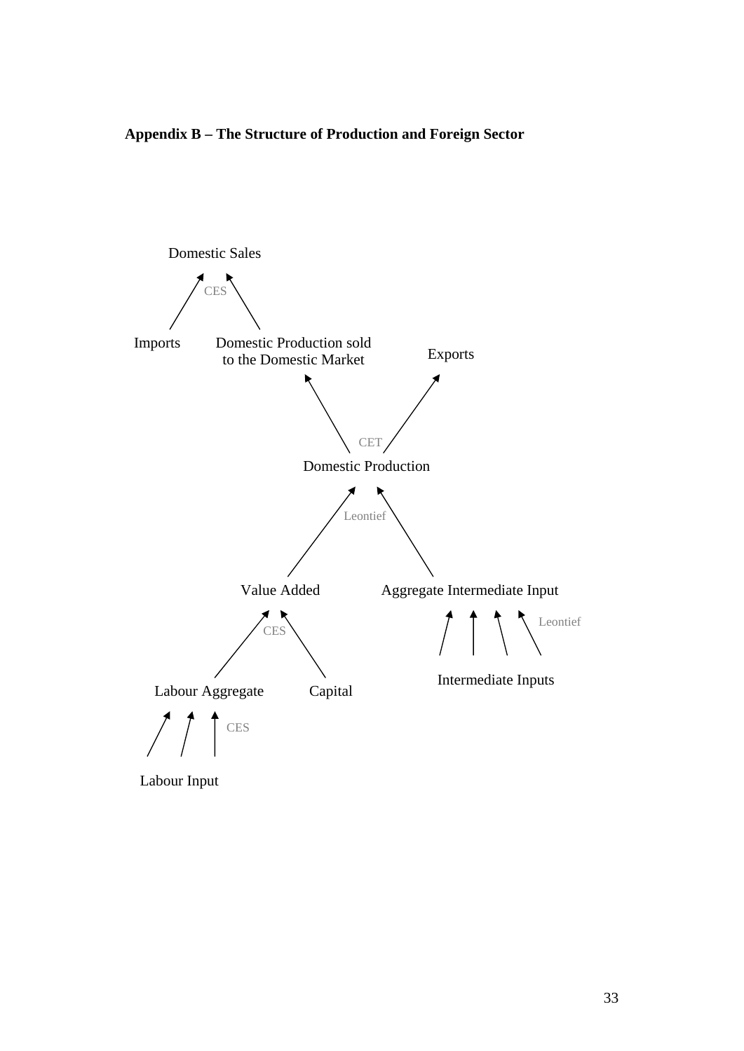**Appendix B – The Structure of Production and Foreign Sector**

Domestic Sales

CES

Imports

Domestic Production sold to the Domestic Market

Exports

CET

Domestic Production

Leontief

Value Added

Aggregate Intermediate Input

CES

Leontief

Labour Aggregate

Capital

Intermediate Inputs

CES

Labour Input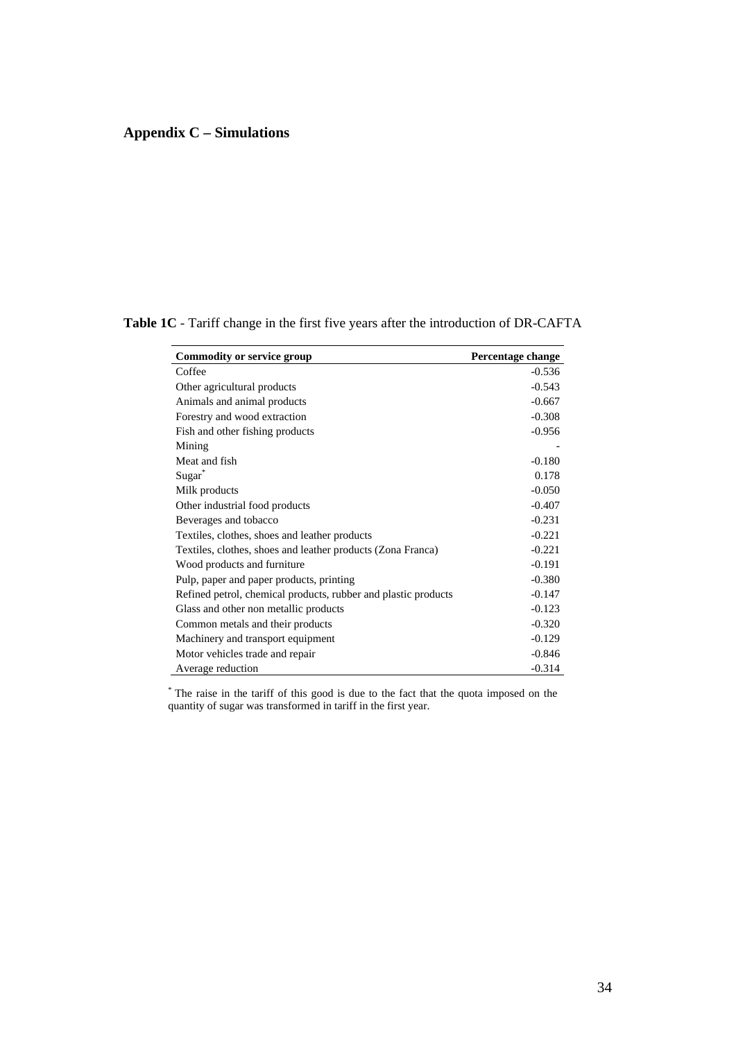## Appendix C – Simulations

**Table 1C** - Tariff change in the first five years after the introduction of DR-CAFTA

| Commodity or service group | Percentage change |
|---|---|
| Coffee | -0.536 |
| Other agricultural products | -0.543 |
| Animals and animal products | -0.667 |
| Forestry and wood extraction | -0.308 |
| Fish and other fishing products | -0.956 |
| Mining | - |
| Meat and fish | -0.180 |
| Sugar* | 0.178 |
| Milk products | -0.050 |
| Other industrial food products | -0.407 |
| Beverages and tobacco | -0.231 |
| Textiles, clothes, shoes and leather products | -0.221 |
| Textiles, clothes, shoes and leather products (Zona Franca) | -0.221 |
| Wood products and furniture | -0.191 |
| Pulp, paper and paper products, printing | -0.380 |
| Refined petrol, chemical products, rubber and plastic products | -0.147 |
| Glass and other non metallic products | -0.123 |
| Common metals and their products | -0.320 |
| Machinery and transport equipment | -0.129 |
| Motor vehicles trade and repair | -0.846 |
| Average reduction | -0.314 |

* The raise in the tariff of this good is due to the fact that the quota imposed on the quantity of sugar was transformed in tariff in the first year.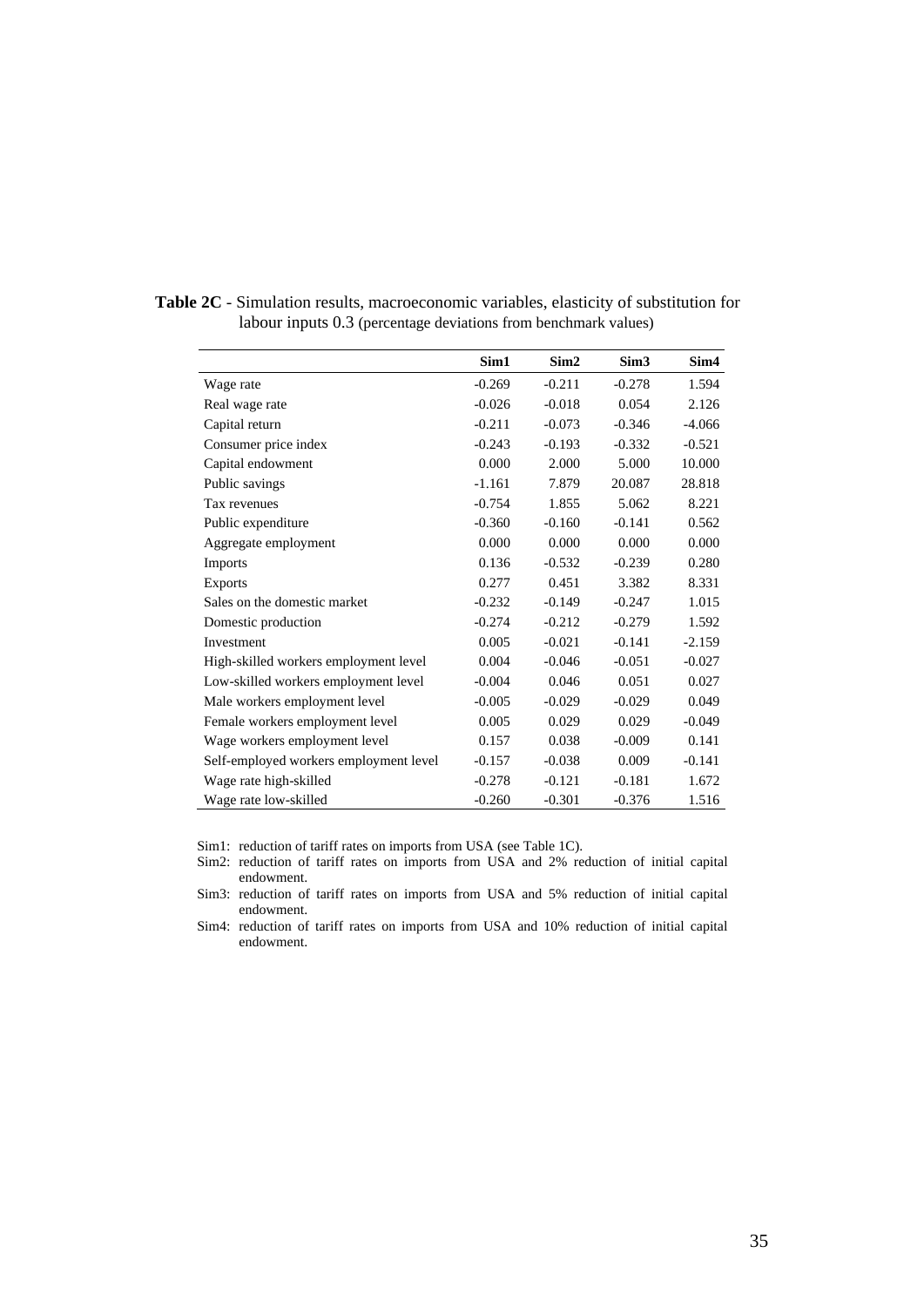**Table 2C** - Simulation results, macroeconomic variables, elasticity of substitution for labour inputs 0.3 (percentage deviations from benchmark values)

| | Sim1 | Sim2 | Sim3 | Sim4 |
|---|---|---|---|---|
| Wage rate | -0.269 | -0.211 | -0.278 | 1.594 |
| Real wage rate | -0.026 | -0.018 | 0.054 | 2.126 |
| Capital return | -0.211 | -0.073 | -0.346 | -4.066 |
| Consumer price index | -0.243 | -0.193 | -0.332 | -0.521 |
| Capital endowment | 0.000 | 2.000 | 5.000 | 10.000 |
| Public savings | -1.161 | 7.879 | 20.087 | 28.818 |
| Tax revenues | -0.754 | 1.855 | 5.062 | 8.221 |
| Public expenditure | -0.360 | -0.160 | -0.141 | 0.562 |
| Aggregate employment | 0.000 | 0.000 | 0.000 | 0.000 |
| Imports | 0.136 | -0.532 | -0.239 | 0.280 |
| Exports | 0.277 | 0.451 | 3.382 | 8.331 |
| Sales on the domestic market | -0.232 | -0.149 | -0.247 | 1.015 |
| Domestic production | -0.274 | -0.212 | -0.279 | 1.592 |
| Investment | 0.005 | -0.021 | -0.141 | -2.159 |
| High-skilled workers employment level | 0.004 | -0.046 | -0.051 | -0.027 |
| Low-skilled workers employment level | -0.004 | 0.046 | 0.051 | 0.027 |
| Male workers employment level | -0.005 | -0.029 | -0.029 | 0.049 |
| Female workers employment level | 0.005 | 0.029 | 0.029 | -0.049 |
| Wage workers employment level | 0.157 | 0.038 | -0.009 | 0.141 |
| Self-employed workers employment level | -0.157 | -0.038 | 0.009 | -0.141 |
| Wage rate high-skilled | -0.278 | -0.121 | -0.181 | 1.672 |
| Wage rate low-skilled | -0.260 | -0.301 | -0.376 | 1.516 |

Sim1: reduction of tariff rates on imports from USA (see Table 1C).

Sim2: reduction of tariff rates on imports from USA and 2% reduction of initial capital endowment.

Sim3: reduction of tariff rates on imports from USA and 5% reduction of initial capital endowment.

Sim4: reduction of tariff rates on imports from USA and 10% reduction of initial capital endowment.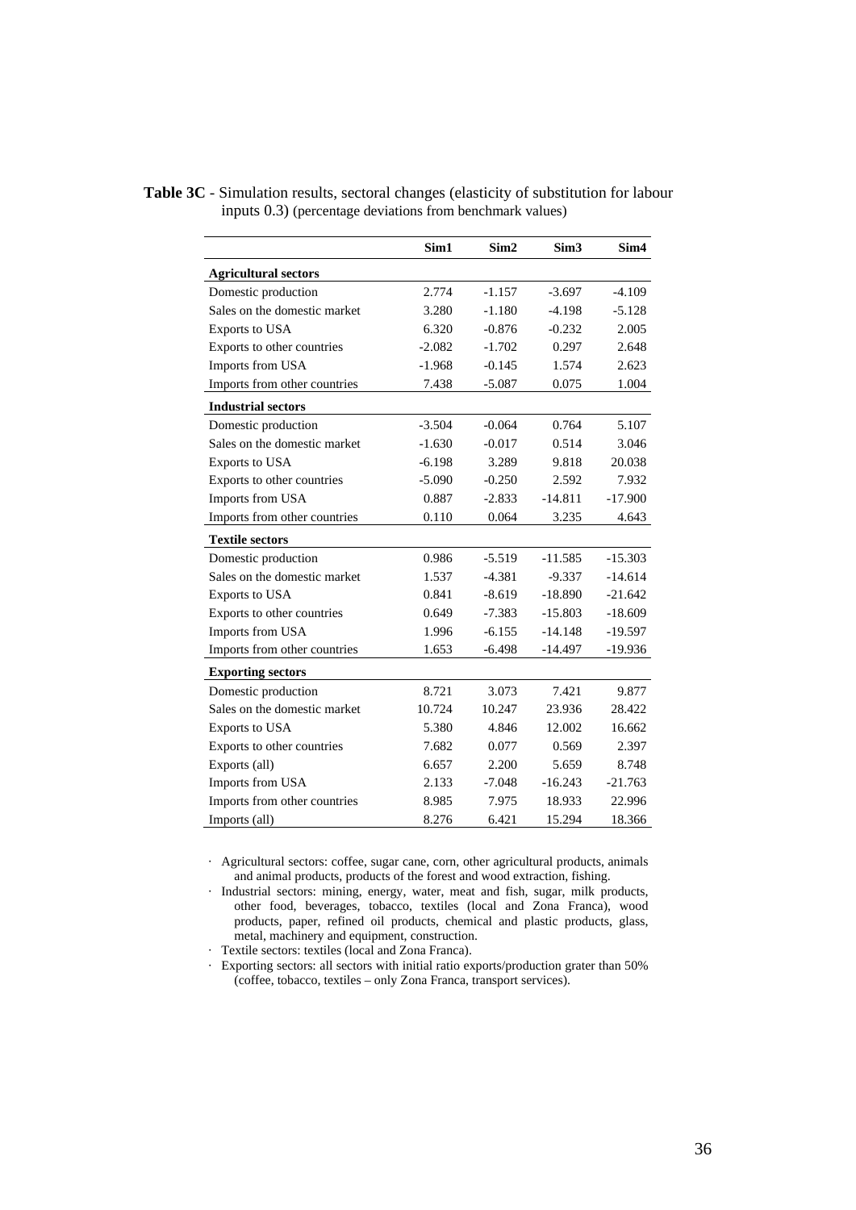**Table 3C** - Simulation results, sectoral changes (elasticity of substitution for labour inputs 0.3) (percentage deviations from benchmark values)

| | Sim1 | Sim2 | Sim3 | Sim4 |
|---|---|---|---|---|
| **Agricultural sectors** | | | | |
| Domestic production | 2.774 | -1.157 | -3.697 | -4.109 |
| Sales on the domestic market | 3.280 | -1.180 | -4.198 | -5.128 |
| Exports to USA | 6.320 | -0.876 | -0.232 | 2.005 |
| Exports to other countries | -2.082 | -1.702 | 0.297 | 2.648 |
| Imports from USA | -1.968 | -0.145 | 1.574 | 2.623 |
| Imports from other countries | 7.438 | -5.087 | 0.075 | 1.004 |
| **Industrial sectors** | | | | |
| Domestic production | -3.504 | -0.064 | 0.764 | 5.107 |
| Sales on the domestic market | -1.630 | -0.017 | 0.514 | 3.046 |
| Exports to USA | -6.198 | 3.289 | 9.818 | 20.038 |
| Exports to other countries | -5.090 | -0.250 | 2.592 | 7.932 |
| Imports from USA | 0.887 | -2.833 | -14.811 | -17.900 |
| Imports from other countries | 0.110 | 0.064 | 3.235 | 4.643 |
| **Textile sectors** | | | | |
| Domestic production | 0.986 | -5.519 | -11.585 | -15.303 |
| Sales on the domestic market | 1.537 | -4.381 | -9.337 | -14.614 |
| Exports to USA | 0.841 | -8.619 | -18.890 | -21.642 |
| Exports to other countries | 0.649 | -7.383 | -15.803 | -18.609 |
| Imports from USA | 1.996 | -6.155 | -14.148 | -19.597 |
| Imports from other countries | 1.653 | -6.498 | -14.497 | -19.936 |
| **Exporting sectors** | | | | |
| Domestic production | 8.721 | 3.073 | 7.421 | 9.877 |
| Sales on the domestic market | 10.724 | 10.247 | 23.936 | 28.422 |
| Exports to USA | 5.380 | 4.846 | 12.002 | 16.662 |
| Exports to other countries | 7.682 | 0.077 | 0.569 | 2.397 |
| Exports (all) | 6.657 | 2.200 | 5.659 | 8.748 |
| Imports from USA | 2.133 | -7.048 | -16.243 | -21.763 |
| Imports from other countries | 8.985 | 7.975 | 18.933 | 22.996 |
| Imports (all) | 8.276 | 6.421 | 15.294 | 18.366 |

- Agricultural sectors: coffee, sugar cane, corn, other agricultural products, animals and animal products, products of the forest and wood extraction, fishing.
- Industrial sectors: mining, energy, water, meat and fish, sugar, milk products, other food, beverages, tobacco, textiles (local and Zona Franca), wood products, paper, refined oil products, chemical and plastic products, glass, metal, machinery and equipment, construction.
- Textile sectors: textiles (local and Zona Franca).
- Exporting sectors: all sectors with initial ratio exports/production grater than 50% (coffee, tobacco, textiles – only Zona Franca, transport services).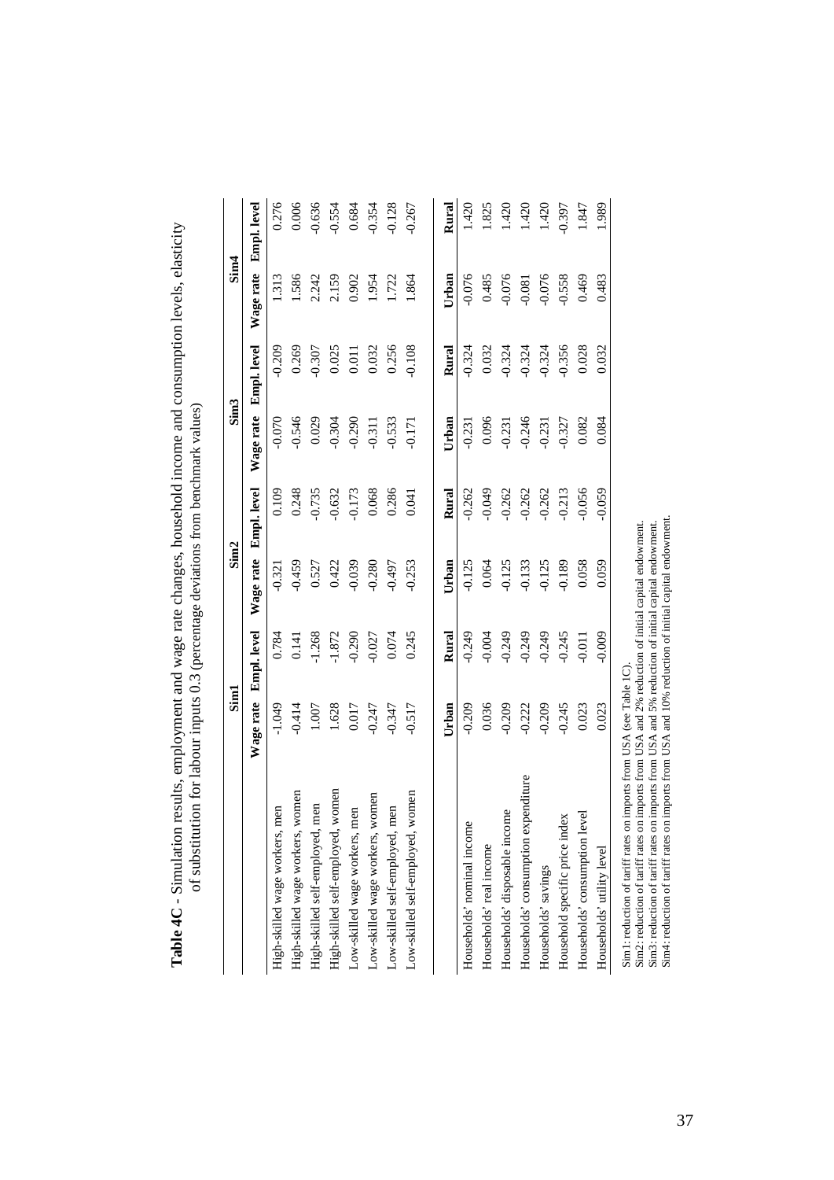**Table 4C** - Simulation results, employment and wage rate changes, household income and consumption levels, elasticity of substitution for labour inputs 0.3 (percentage deviations from benchmark values)

| | Sim1 | | Sim2 | | Sim3 | | Sim4 | |
|---|---|---|---|---|---|---|---|---|
| | Wage rate | Empl. level | Wage rate | Empl. level | Wage rate | Empl. level | Wage rate | Empl. level |
| High-skilled wage workers, men | -1.049 | 0.784 | -0.321 | 0.109 | -0.070 | -0.209 | 1.313 | 0.276 |
| High-skilled wage workers, women | -0.414 | 0.141 | -0.459 | 0.248 | -0.546 | 0.269 | 1.586 | 0.006 |
| High-skilled self-employed, men | 1.007 | -1.268 | 0.527 | -0.735 | 0.029 | -0.307 | 2.242 | -0.636 |
| High-skilled self-employed, women | 1.628 | -1.872 | 0.422 | -0.632 | -0.304 | 0.025 | 2.159 | -0.554 |
| Low-skilled wage workers, men | 0.017 | -0.290 | -0.039 | -0.173 | -0.290 | 0.011 | 0.902 | 0.684 |
| Low-skilled wage workers, women | -0.247 | -0.027 | -0.280 | 0.068 | -0.311 | 0.032 | 1.954 | -0.354 |
| Low-skilled self-employed, men | -0.347 | 0.074 | -0.497 | 0.286 | -0.533 | 0.256 | 1.722 | -0.128 |
| Low-skilled self-employed, women | -0.517 | 0.245 | -0.253 | 0.041 | -0.171 | -0.108 | 1.864 | -0.267 |
| | **Urban** | **Rural** | **Urban** | **Rural** | **Urban** | **Rural** | **Urban** | **Rural** |
| Households' nominal income | -0.209 | -0.249 | -0.125 | -0.262 | -0.231 | -0.324 | -0.076 | 1.420 |
| Households' real income | 0.036 | -0.004 | 0.064 | -0.049 | 0.096 | 0.032 | 0.485 | 1.825 |
| Households' disposable income | -0.209 | -0.249 | -0.125 | -0.262 | -0.231 | -0.324 | -0.076 | 1.420 |
| Households' consumption expenditure | -0.222 | -0.249 | -0.133 | -0.262 | -0.246 | -0.324 | -0.081 | 1.420 |
| Households' savings | -0.209 | -0.249 | -0.125 | -0.262 | -0.231 | -0.324 | -0.076 | 1.420 |
| Household specific price index | -0.245 | -0.245 | -0.189 | -0.213 | -0.327 | -0.356 | -0.558 | -0.397 |
| Households' consumption level | 0.023 | -0.011 | 0.058 | -0.056 | 0.082 | 0.028 | 0.469 | 1.847 |
| Households' utility level | 0.023 | -0.009 | 0.059 | -0.059 | 0.084 | 0.032 | 0.483 | 1.989 |

Sim1: reduction of tariff rates on imports from USA (see Table 1C).
Sim2: reduction of tariff rates on imports from USA and 2% reduction of initial capital endowment.
Sim3: reduction of tariff rates on imports from USA and 5% reduction of initial capital endowment.
Sim4: reduction of tariff rates on imports from USA and 10% reduction of initial capital endowment.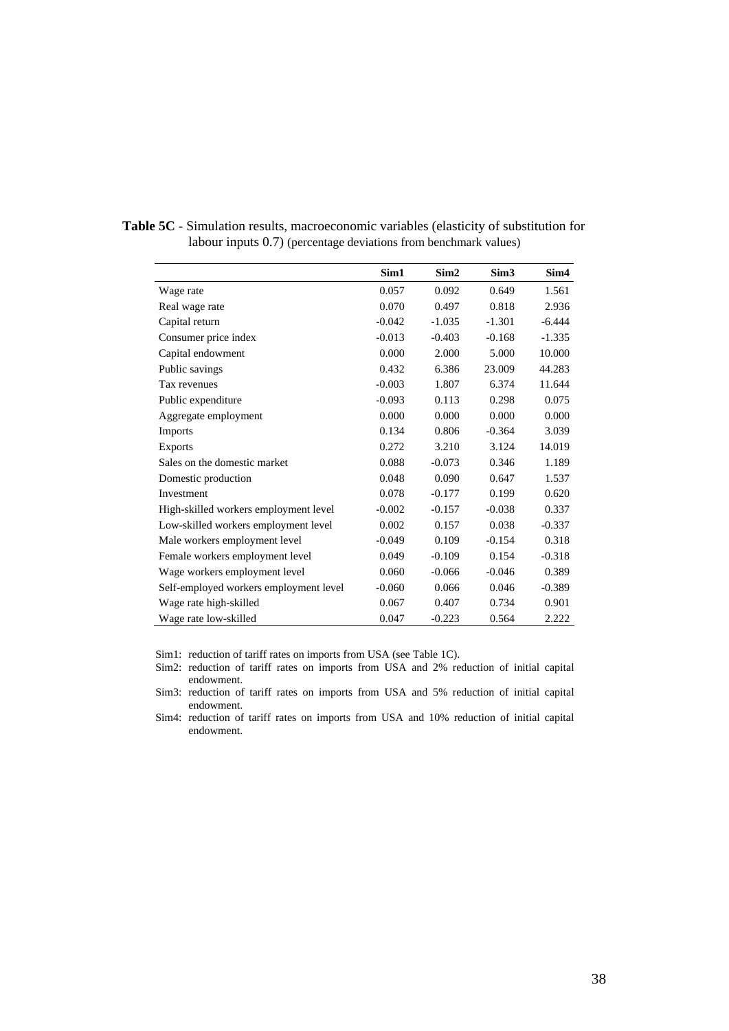**Table 5C** - Simulation results, macroeconomic variables (elasticity of substitution for labour inputs 0.7) (percentage deviations from benchmark values)

| | Sim1 | Sim2 | Sim3 | Sim4 |
|---|---|---|---|---|
| Wage rate | 0.057 | 0.092 | 0.649 | 1.561 |
| Real wage rate | 0.070 | 0.497 | 0.818 | 2.936 |
| Capital return | -0.042 | -1.035 | -1.301 | -6.444 |
| Consumer price index | -0.013 | -0.403 | -0.168 | -1.335 |
| Capital endowment | 0.000 | 2.000 | 5.000 | 10.000 |
| Public savings | 0.432 | 6.386 | 23.009 | 44.283 |
| Tax revenues | -0.003 | 1.807 | 6.374 | 11.644 |
| Public expenditure | -0.093 | 0.113 | 0.298 | 0.075 |
| Aggregate employment | 0.000 | 0.000 | 0.000 | 0.000 |
| Imports | 0.134 | 0.806 | -0.364 | 3.039 |
| Exports | 0.272 | 3.210 | 3.124 | 14.019 |
| Sales on the domestic market | 0.088 | -0.073 | 0.346 | 1.189 |
| Domestic production | 0.048 | 0.090 | 0.647 | 1.537 |
| Investment | 0.078 | -0.177 | 0.199 | 0.620 |
| High-skilled workers employment level | -0.002 | -0.157 | -0.038 | 0.337 |
| Low-skilled workers employment level | 0.002 | 0.157 | 0.038 | -0.337 |
| Male workers employment level | -0.049 | 0.109 | -0.154 | 0.318 |
| Female workers employment level | 0.049 | -0.109 | 0.154 | -0.318 |
| Wage workers employment level | 0.060 | -0.066 | -0.046 | 0.389 |
| Self-employed workers employment level | -0.060 | 0.066 | 0.046 | -0.389 |
| Wage rate high-skilled | 0.067 | 0.407 | 0.734 | 0.901 |
| Wage rate low-skilled | 0.047 | -0.223 | 0.564 | 2.222 |

Sim1: reduction of tariff rates on imports from USA (see Table 1C).

Sim2: reduction of tariff rates on imports from USA and 2% reduction of initial capital endowment.

Sim3: reduction of tariff rates on imports from USA and 5% reduction of initial capital endowment.

Sim4: reduction of tariff rates on imports from USA and 10% reduction of initial capital endowment.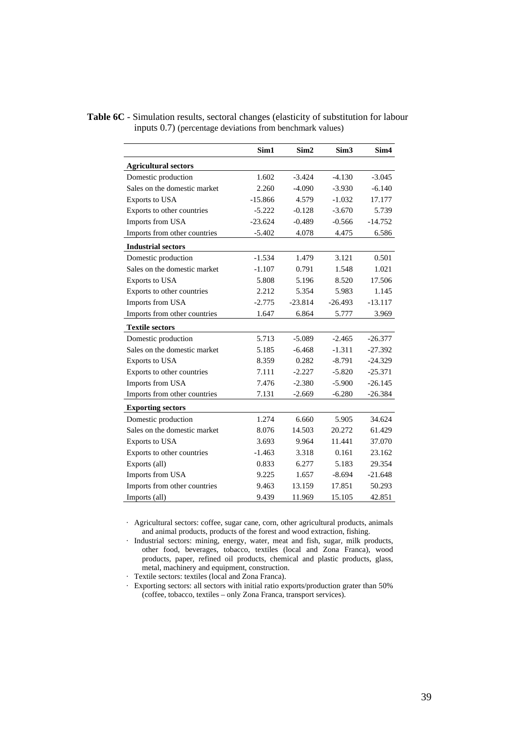**Table 6C** - Simulation results, sectoral changes (elasticity of substitution for labour inputs 0.7) (percentage deviations from benchmark values)

| | Sim1 | Sim2 | Sim3 | Sim4 |
|---|---|---|---|---|
| **Agricultural sectors** | | | | |
| Domestic production | 1.602 | -3.424 | -4.130 | -3.045 |
| Sales on the domestic market | 2.260 | -4.090 | -3.930 | -6.140 |
| Exports to USA | -15.866 | 4.579 | -1.032 | 17.177 |
| Exports to other countries | -5.222 | -0.128 | -3.670 | 5.739 |
| Imports from USA | -23.624 | -0.489 | -0.566 | -14.752 |
| Imports from other countries | -5.402 | 4.078 | 4.475 | 6.586 |
| **Industrial sectors** | | | | |
| Domestic production | -1.534 | 1.479 | 3.121 | 0.501 |
| Sales on the domestic market | -1.107 | 0.791 | 1.548 | 1.021 |
| Exports to USA | 5.808 | 5.196 | 8.520 | 17.506 |
| Exports to other countries | 2.212 | 5.354 | 5.983 | 1.145 |
| Imports from USA | -2.775 | -23.814 | -26.493 | -13.117 |
| Imports from other countries | 1.647 | 6.864 | 5.777 | 3.969 |
| **Textile sectors** | | | | |
| Domestic production | 5.713 | -5.089 | -2.465 | -26.377 |
| Sales on the domestic market | 5.185 | -6.468 | -1.311 | -27.392 |
| Exports to USA | 8.359 | 0.282 | -8.791 | -24.329 |
| Exports to other countries | 7.111 | -2.227 | -5.820 | -25.371 |
| Imports from USA | 7.476 | -2.380 | -5.900 | -26.145 |
| Imports from other countries | 7.131 | -2.669 | -6.280 | -26.384 |
| **Exporting sectors** | | | | |
| Domestic production | 1.274 | 6.660 | 5.905 | 34.624 |
| Sales on the domestic market | 8.076 | 14.503 | 20.272 | 61.429 |
| Exports to USA | 3.693 | 9.964 | 11.441 | 37.070 |
| Exports to other countries | -1.463 | 3.318 | 0.161 | 23.162 |
| Exports (all) | 0.833 | 6.277 | 5.183 | 29.354 |
| Imports from USA | 9.225 | 1.657 | -8.694 | -21.648 |
| Imports from other countries | 9.463 | 13.159 | 17.851 | 50.293 |
| Imports (all) | 9.439 | 11.969 | 15.105 | 42.851 |

- Agricultural sectors: coffee, sugar cane, corn, other agricultural products, animals and animal products, products of the forest and wood extraction, fishing.
- Industrial sectors: mining, energy, water, meat and fish, sugar, milk products, other food, beverages, tobacco, textiles (local and Zona Franca), wood products, paper, refined oil products, chemical and plastic products, glass, metal, machinery and equipment, construction.
- Textile sectors: textiles (local and Zona Franca).
- Exporting sectors: all sectors with initial ratio exports/production grater than 50% (coffee, tobacco, textiles – only Zona Franca, transport services).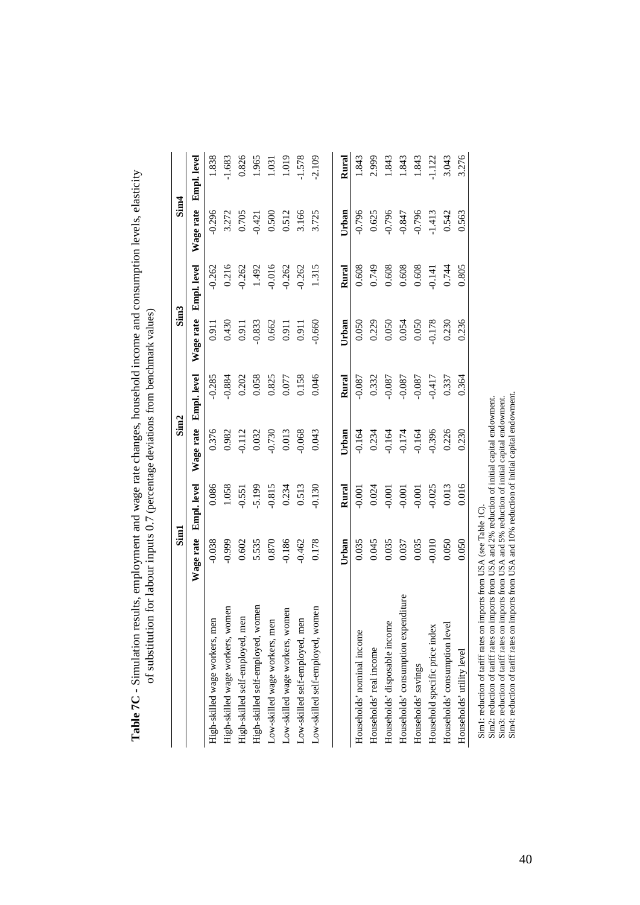**Table 7C** - Simulation results, employment and wage rate changes, household income and consumption levels, elasticity of substitution for labour inputs 0.7 (percentage deviations from benchmark values)

| | Sim1 | | Sim2 | | Sim3 | | Sim4 | |
|---|---|---|---|---|---|---|---|---|
| | Wage rate | Empl. level | Wage rate | Empl. level | Wage rate | Empl. level | Wage rate | Empl. level |
| High-skilled wage workers, men | -0.038 | 0.086 | 0.376 | -0.285 | 0.911 | -0.262 | -0.296 | 1.838 |
| High-skilled wage workers, women | -0.999 | 1.058 | 0.982 | -0.884 | 0.430 | 0.216 | 3.272 | -1.683 |
| High-skilled self-employed, men | 0.602 | -0.551 | -0.112 | 0.202 | 0.911 | -0.262 | 0.705 | 0.826 |
| High-skilled self-employed, women | 5.535 | -5.199 | 0.032 | 0.058 | -0.833 | 1.492 | -0.421 | 1.965 |
| Low-skilled wage workers, men | 0.870 | -0.815 | -0.730 | 0.825 | 0.662 | -0.016 | 0.500 | 1.031 |
| Low-skilled wage workers, women | -0.186 | 0.234 | 0.013 | 0.077 | 0.911 | -0.262 | 0.512 | 1.019 |
| Low-skilled self-employed, men | -0.462 | 0.513 | -0.068 | 0.158 | 0.911 | -0.262 | 3.166 | -1.578 |
| Low-skilled self-employed, women | 0.178 | -0.130 | 0.043 | 0.046 | -0.660 | 1.315 | 3.725 | -2.109 |
| | **Urban** | **Rural** | **Urban** | **Rural** | **Urban** | **Rural** | **Urban** | **Rural** |
| Households' nominal income | 0.035 | -0.001 | -0.164 | -0.087 | 0.050 | 0.608 | -0.796 | 1.843 |
| Households' real income | 0.045 | 0.024 | 0.234 | 0.332 | 0.229 | 0.749 | 0.625 | 2.999 |
| Households' disposable income | 0.035 | -0.001 | -0.164 | -0.087 | 0.050 | 0.608 | -0.796 | 1.843 |
| Households' consumption expenditure | 0.037 | -0.001 | -0.174 | -0.087 | 0.054 | 0.608 | -0.847 | 1.843 |
| Households' savings | 0.035 | -0.001 | -0.164 | -0.087 | 0.050 | 0.608 | -0.796 | 1.843 |
| Household specific price index | -0.010 | -0.025 | -0.396 | -0.417 | -0.178 | -0.141 | -1.413 | -1.122 |
| Households' consumption level | 0.050 | 0.013 | 0.226 | 0.337 | 0.230 | 0.744 | 0.542 | 3.043 |
| Households' utility level | 0.050 | 0.016 | 0.230 | 0.364 | 0.236 | 0.805 | 0.563 | 3.276 |

Sim1: reduction of tariff rates on imports from USA (see Table 1C).
Sim2: reduction of tariff rates on imports from USA and 2% reduction of initial capital endowment.
Sim3: reduction of tariff rates on imports from USA and 5% reduction of initial capital endowment.
Sim4: reduction of tariff rates on imports from USA and 10% reduction of initial capital endowment.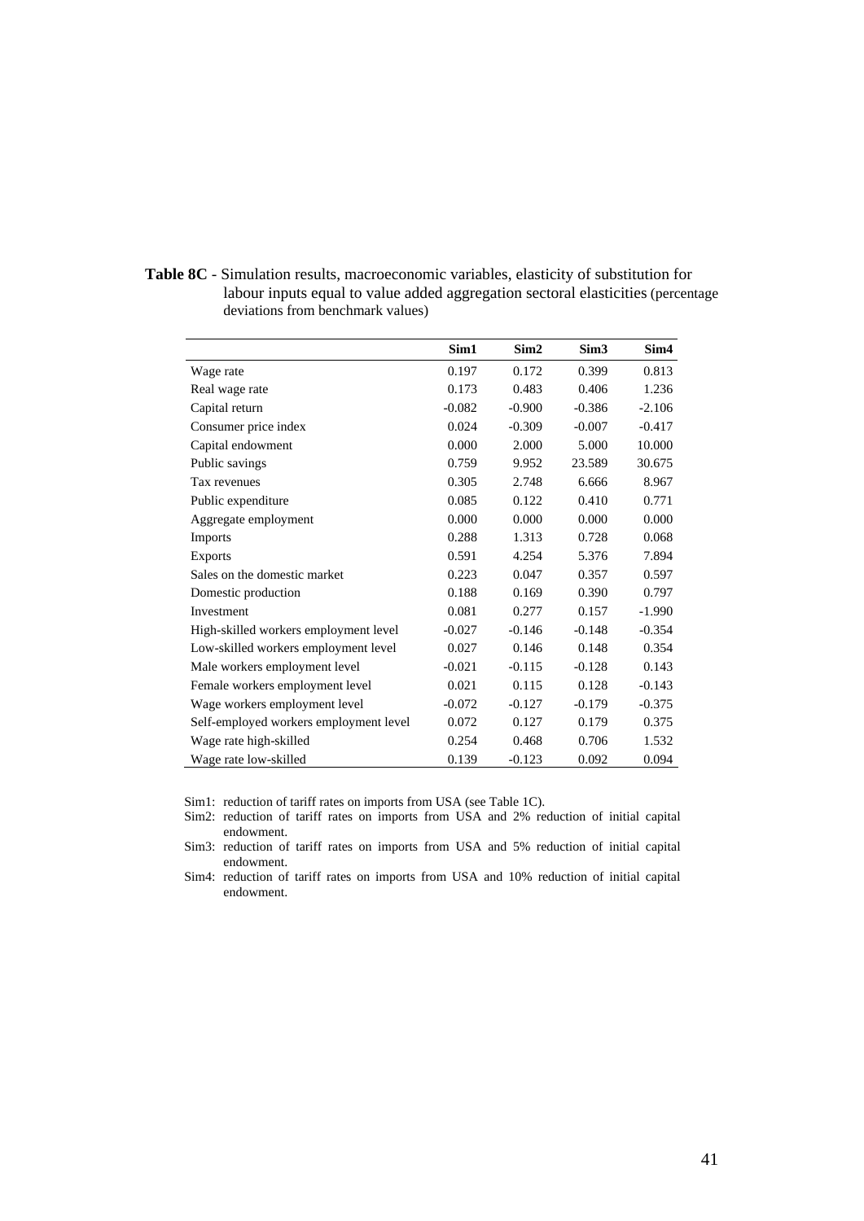**Table 8C** - Simulation results, macroeconomic variables, elasticity of substitution for labour inputs equal to value added aggregation sectoral elasticities (percentage deviations from benchmark values)

| | Sim1 | Sim2 | Sim3 | Sim4 |
|---|---|---|---|---|
| Wage rate | 0.197 | 0.172 | 0.399 | 0.813 |
| Real wage rate | 0.173 | 0.483 | 0.406 | 1.236 |
| Capital return | -0.082 | -0.900 | -0.386 | -2.106 |
| Consumer price index | 0.024 | -0.309 | -0.007 | -0.417 |
| Capital endowment | 0.000 | 2.000 | 5.000 | 10.000 |
| Public savings | 0.759 | 9.952 | 23.589 | 30.675 |
| Tax revenues | 0.305 | 2.748 | 6.666 | 8.967 |
| Public expenditure | 0.085 | 0.122 | 0.410 | 0.771 |
| Aggregate employment | 0.000 | 0.000 | 0.000 | 0.000 |
| Imports | 0.288 | 1.313 | 0.728 | 0.068 |
| Exports | 0.591 | 4.254 | 5.376 | 7.894 |
| Sales on the domestic market | 0.223 | 0.047 | 0.357 | 0.597 |
| Domestic production | 0.188 | 0.169 | 0.390 | 0.797 |
| Investment | 0.081 | 0.277 | 0.157 | -1.990 |
| High-skilled workers employment level | -0.027 | -0.146 | -0.148 | -0.354 |
| Low-skilled workers employment level | 0.027 | 0.146 | 0.148 | 0.354 |
| Male workers employment level | -0.021 | -0.115 | -0.128 | 0.143 |
| Female workers employment level | 0.021 | 0.115 | 0.128 | -0.143 |
| Wage workers employment level | -0.072 | -0.127 | -0.179 | -0.375 |
| Self-employed workers employment level | 0.072 | 0.127 | 0.179 | 0.375 |
| Wage rate high-skilled | 0.254 | 0.468 | 0.706 | 1.532 |
| Wage rate low-skilled | 0.139 | -0.123 | 0.092 | 0.094 |

Sim1: reduction of tariff rates on imports from USA (see Table 1C).

Sim2: reduction of tariff rates on imports from USA and 2% reduction of initial capital endowment.

Sim3: reduction of tariff rates on imports from USA and 5% reduction of initial capital endowment.

Sim4: reduction of tariff rates on imports from USA and 10% reduction of initial capital endowment.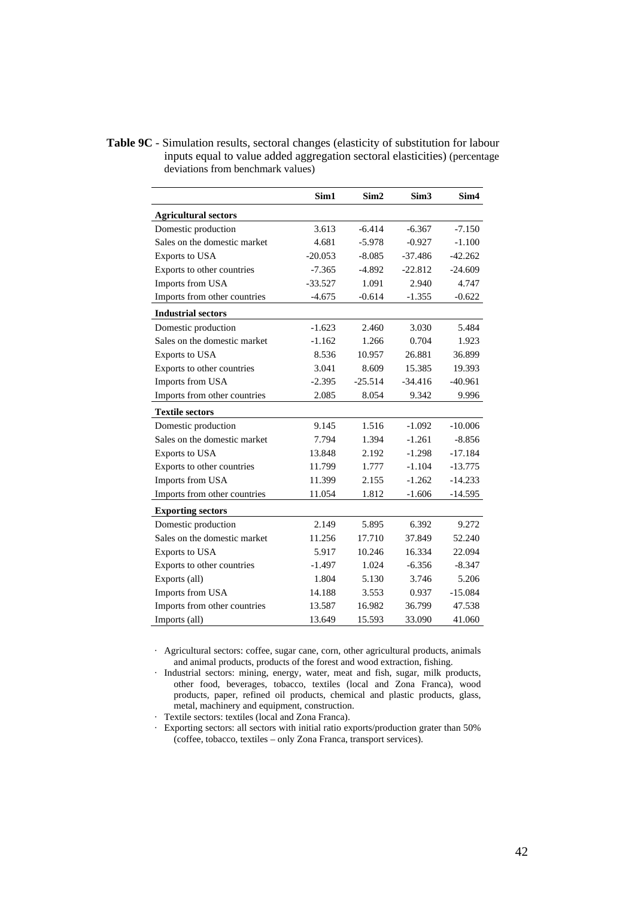**Table 9C** - Simulation results, sectoral changes (elasticity of substitution for labour inputs equal to value added aggregation sectoral elasticities) (percentage deviations from benchmark values)

| | Sim1 | Sim2 | Sim3 | Sim4 |
|---|---|---|---|---|
| **Agricultural sectors** | | | | |
| Domestic production | 3.613 | -6.414 | -6.367 | -7.150 |
| Sales on the domestic market | 4.681 | -5.978 | -0.927 | -1.100 |
| Exports to USA | -20.053 | -8.085 | -37.486 | -42.262 |
| Exports to other countries | -7.365 | -4.892 | -22.812 | -24.609 |
| Imports from USA | -33.527 | 1.091 | 2.940 | 4.747 |
| Imports from other countries | -4.675 | -0.614 | -1.355 | -0.622 |
| **Industrial sectors** | | | | |
| Domestic production | -1.623 | 2.460 | 3.030 | 5.484 |
| Sales on the domestic market | -1.162 | 1.266 | 0.704 | 1.923 |
| Exports to USA | 8.536 | 10.957 | 26.881 | 36.899 |
| Exports to other countries | 3.041 | 8.609 | 15.385 | 19.393 |
| Imports from USA | -2.395 | -25.514 | -34.416 | -40.961 |
| Imports from other countries | 2.085 | 8.054 | 9.342 | 9.996 |
| **Textile sectors** | | | | |
| Domestic production | 9.145 | 1.516 | -1.092 | -10.006 |
| Sales on the domestic market | 7.794 | 1.394 | -1.261 | -8.856 |
| Exports to USA | 13.848 | 2.192 | -1.298 | -17.184 |
| Exports to other countries | 11.799 | 1.777 | -1.104 | -13.775 |
| Imports from USA | 11.399 | 2.155 | -1.262 | -14.233 |
| Imports from other countries | 11.054 | 1.812 | -1.606 | -14.595 |
| **Exporting sectors** | | | | |
| Domestic production | 2.149 | 5.895 | 6.392 | 9.272 |
| Sales on the domestic market | 11.256 | 17.710 | 37.849 | 52.240 |
| Exports to USA | 5.917 | 10.246 | 16.334 | 22.094 |
| Exports to other countries | -1.497 | 1.024 | -6.356 | -8.347 |
| Exports (all) | 1.804 | 5.130 | 3.746 | 5.206 |
| Imports from USA | 14.188 | 3.553 | 0.937 | -15.084 |
| Imports from other countries | 13.587 | 16.982 | 36.799 | 47.538 |
| Imports (all) | 13.649 | 15.593 | 33.090 | 41.060 |

- Agricultural sectors: coffee, sugar cane, corn, other agricultural products, animals and animal products, products of the forest and wood extraction, fishing.
- Industrial sectors: mining, energy, water, meat and fish, sugar, milk products, other food, beverages, tobacco, textiles (local and Zona Franca), wood products, paper, refined oil products, chemical and plastic products, glass, metal, machinery and equipment, construction.
- Textile sectors: textiles (local and Zona Franca).
- Exporting sectors: all sectors with initial ratio exports/production grater than 50% (coffee, tobacco, textiles – only Zona Franca, transport services).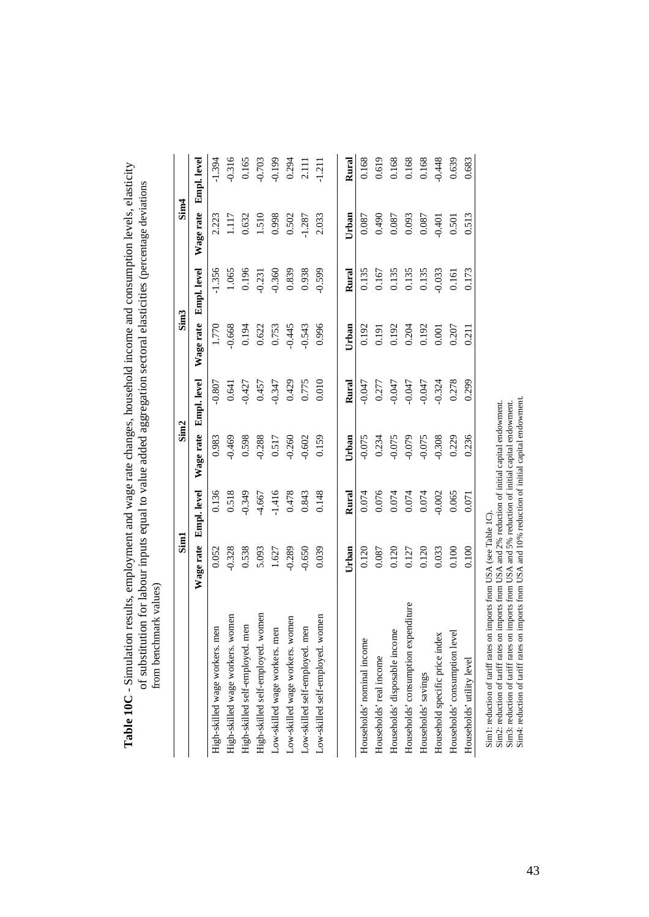**Table 10C** - Simulation results, employment and wage rate changes, household income and consumption levels, elasticity of substitution for labour inputs equal to value added aggregation sectoral elasticities (percentage deviations from benchmark values)

| | Sim1 | | Sim2 | | Sim3 | | Sim4 | |
|---|---|---|---|---|---|---|---|---|
| | Wage rate | Empl. level | Wage rate | Empl. level | Wage rate | Empl. level | Wage rate | Empl. level |
| High-skilled wage workers. men | 0.052 | 0.136 | 0.983 | -0.807 | 1.770 | -1.356 | 2.223 | -1.394 |
| High-skilled wage workers. women | -0.328 | 0.518 | -0.469 | 0.641 | -0.668 | 1.065 | 1.117 | -0.316 |
| High-skilled self-employed. men | 0.538 | -0.349 | 0.598 | -0.427 | 0.194 | 0.196 | 0.632 | 0.165 |
| High-skilled self-employed. women | 5.093 | -4.667 | -0.288 | 0.457 | 0.622 | -0.231 | 1.510 | -0.703 |
| Low-skilled wage workers. men | 1.627 | -1.416 | 0.517 | -0.347 | 0.753 | -0.360 | 0.998 | -0.199 |
| Low-skilled wage workers. women | -0.289 | 0.478 | -0.260 | 0.429 | -0.445 | 0.839 | 0.502 | 0.294 |
| Low-skilled self-employed. men | -0.650 | 0.843 | -0.602 | 0.775 | -0.543 | 0.938 | -1.287 | 2.111 |
| Low-skilled self-employed. women | 0.039 | 0.148 | 0.159 | 0.010 | 0.996 | -0.599 | 2.033 | -1.211 |
| | **Urban** | **Rural** | **Urban** | **Rural** | **Urban** | **Rural** | **Urban** | **Rural** |
| Households' nominal income | 0.120 | 0.074 | -0.075 | -0.047 | 0.192 | 0.135 | 0.087 | 0.168 |
| Households' real income | 0.087 | 0.076 | 0.234 | 0.277 | 0.191 | 0.167 | 0.490 | 0.619 |
| Households' disposable income | 0.120 | 0.074 | -0.075 | -0.047 | 0.192 | 0.135 | 0.087 | 0.168 |
| Households' consumption expenditure | 0.127 | 0.074 | -0.079 | -0.047 | 0.204 | 0.135 | 0.093 | 0.168 |
| Households' savings | 0.120 | 0.074 | -0.075 | -0.047 | 0.192 | 0.135 | 0.087 | 0.168 |
| Household specific price index | 0.033 | -0.002 | -0.308 | -0.324 | 0.001 | -0.033 | -0.401 | -0.448 |
| Households' consumption level | 0.100 | 0.065 | 0.229 | 0.278 | 0.207 | 0.161 | 0.501 | 0.639 |
| Households' utility level | 0.100 | 0.071 | 0.236 | 0.299 | 0.211 | 0.173 | 0.513 | 0.683 |

Sim1: reduction of tariff rates on imports from USA (see Table 1C).
Sim2: reduction of tariff rates on imports from USA and 2% reduction of initial capital endowment.
Sim3: reduction of tariff rates on imports from USA and 5% reduction of initial capital endowment.
Sim4: reduction of tariff rates on imports from USA and 10% reduction of initial capital endowment.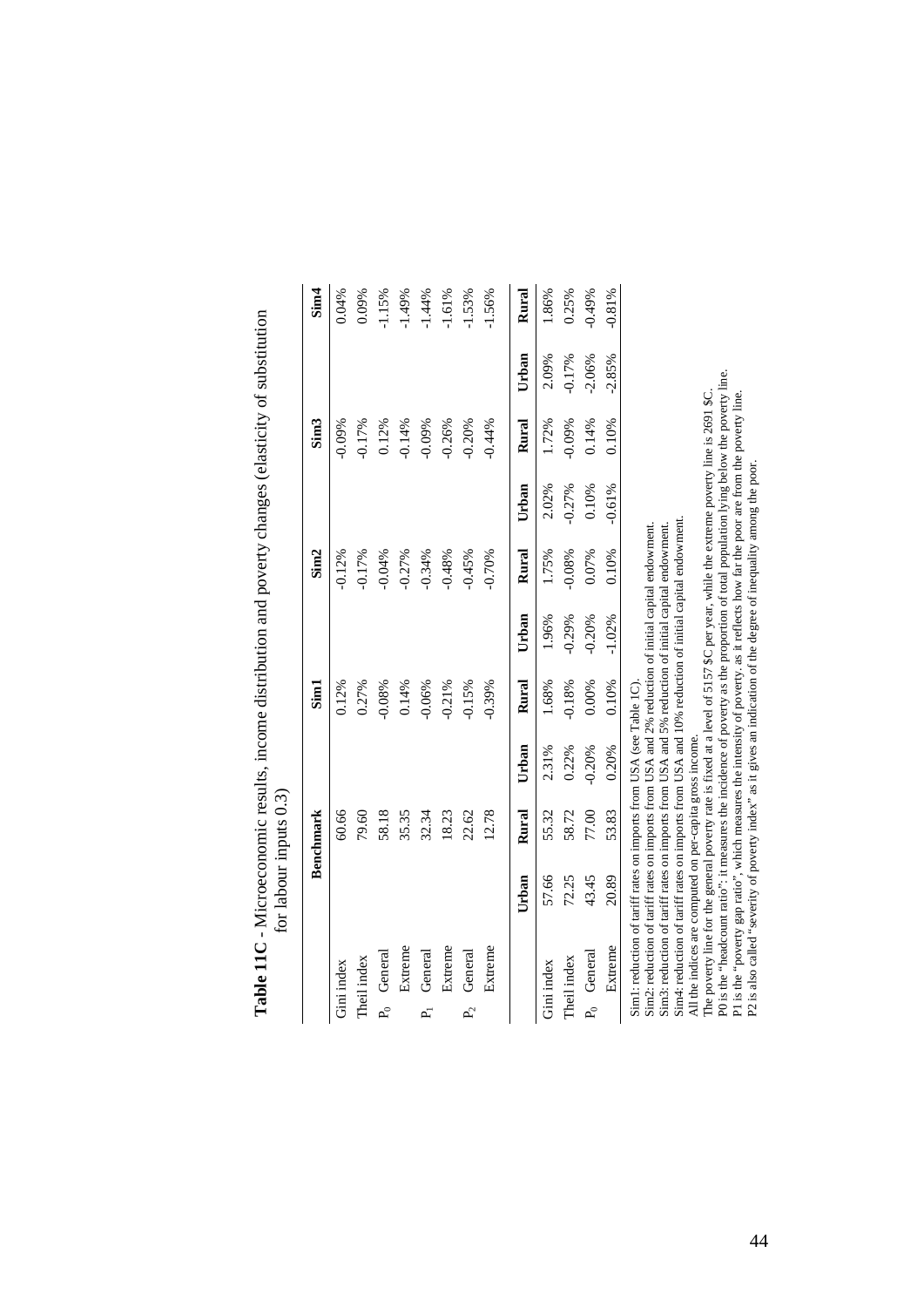**Table 11C** - Microeconomic results, income distribution and poverty changes (elasticity of substitution for labour inputs 0.3)

| | Benchmark | Sim1 | Sim2 | Sim3 | Sim4 |
|---|---|---|---|---|---|
| Gini index | 60.66 | 0.12% | -0.12% | -0.09% | 0.04% |
| Theil index | 79.60 | 0.27% | -0.17% | -0.17% | 0.09% |
| $P_0$ General | 58.18 | -0.08% | -0.04% | 0.12% | -1.15% |
| Extreme | 35.35 | 0.14% | -0.27% | -0.14% | -1.49% |
| $P_1$ General | 32.34 | -0.06% | -0.34% | -0.09% | -1.44% |
| Extreme | 18.23 | -0.21% | -0.48% | -0.26% | -1.61% |
| $P_2$ General | 22.62 | -0.15% | -0.45% | -0.20% | -1.53% |
| Extreme | 12.78 | -0.39% | -0.70% | -0.44% | -1.56% |

| | Benchmark Urban | Benchmark Rural | Sim1 Urban | Sim1 Rural | Sim2 Urban | Sim2 Rural | Sim3 Urban | Sim3 Rural | Sim4 Urban | Sim4 Rural |
|---|---|---|---|---|---|---|---|---|---|---|
| Gini index | 57.66 | 55.32 | 2.31% | 1.68% | 1.96% | 1.75% | 2.02% | 1.72% | 2.09% | 1.86% |
| Theil index | 72.25 | 58.72 | 0.22% | -0.18% | -0.29% | -0.08% | -0.27% | -0.09% | -0.17% | 0.25% |
| $P_0$ General | 43.45 | 77.00 | -0.20% | 0.00% | -0.20% | 0.07% | 0.10% | 0.14% | -2.06% | -0.49% |
| Extreme | 20.89 | 53.83 | 0.20% | 0.10% | -1.02% | 0.10% | -0.61% | 0.10% | -2.85% | -0.81% |

Sim1: reduction of tariff rates on imports from USA (see Table 1C).
Sim2: reduction of tariff rates on imports from USA and 2% reduction of initial capital endowment.
Sim3: reduction of tariff rates on imports from USA and 5% reduction of initial capital endowment.
Sim4: reduction of tariff rates on imports from USA and 10% reduction of initial capital endowment.
All the indices are computed on per-capita gross income.
The poverty line for the general poverty rate is fixed at a level of 5157 $C per year, while the extreme poverty line is 2691 $C.
P0 is the "headcount ratio": it measures the incidence of poverty as the proportion of total population lying below the poverty line.
P1 is the "poverty gap ratio", which measures the intensity of poverty. as it reflects how far the poor are from the poverty line.
P2 is also called "severity of poverty index" as it gives an indication of the degree of inequality among the poor.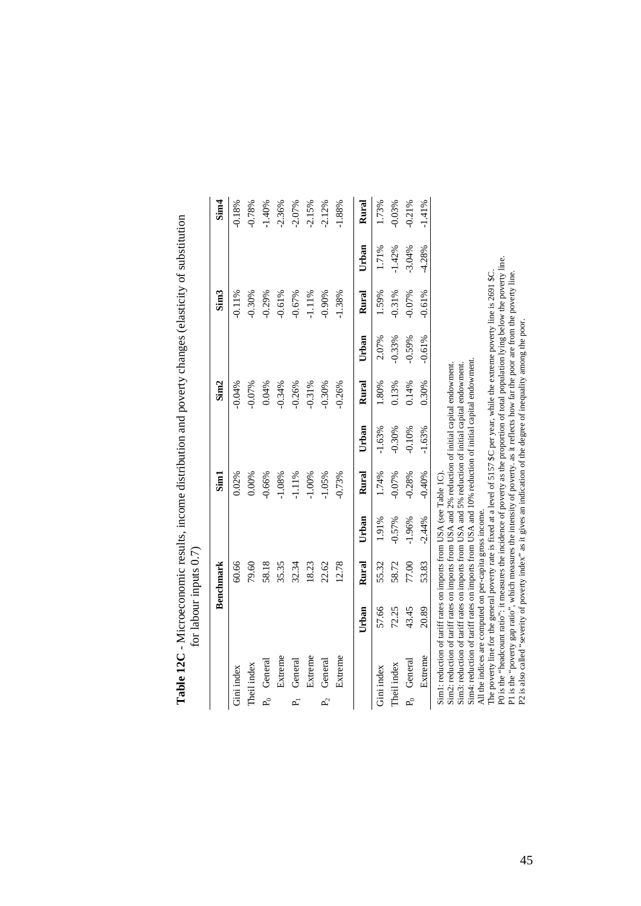**Table 12C** - Microeconomic results, income distribution and poverty changes (elasticity of substitution for labour inputs 0.7)

| | Benchmark | | Sim1 | | Sim2 | | Sim3 | | Sim4 | |
|---|---|---|---|---|---|---|---|---|---|---|
| Gini index | 60.66 | | 0.02% | | -0.04% | | -0.11% | | -0.18% | |
| Theil index | 79.60 | | 0.00% | | -0.07% | | -0.30% | | -0.78% | |
| $P_0$ General | 58.18 | | -0.66% | | 0.04% | | -0.29% | | -1.40% | |
| Extreme | 35.35 | | -1.08% | | -0.34% | | -0.61% | | -2.36% | |
| $P_1$ General | 32.34 | | -1.11% | | -0.26% | | -0.67% | | -2.07% | |
| Extreme | 18.23 | | -1.00% | | -0.31% | | -1.11% | | -2.15% | |
| $P_2$ General | 22.62 | | -1.05% | | -0.30% | | -0.90% | | -2.12% | |
| Extreme | 12.78 | | -0.73% | | -0.26% | | -1.38% | | -1.88% | |
| | **Urban** | **Rural** | **Urban** | **Rural** | **Urban** | **Rural** | **Urban** | **Rural** | **Urban** | **Rural** |
| Gini index | 57.66 | 55.32 | 1.91% | 1.74% | -1.63% | 1.80% | 2.07% | 1.59% | 1.71% | 1.73% |
| Theil index | 72.25 | 58.72 | -0.57% | -0.07% | -0.30% | 0.13% | -0.33% | -0.31% | -1.42% | -0.03% |
| $P_0$ General | 43.45 | 77.00 | -1.96% | -0.28% | -0.10% | 0.14% | -0.59% | -0.07% | -3.04% | -0.21% |
| Extreme | 20.89 | 53.83 | -2.44% | -0.40% | -1.63% | 0.30% | -0.61% | -0.61% | -4.28% | -1.41% |

Sim1: reduction of tariff rates on imports from USA (see Table 1C).
Sim2: reduction of tariff rates on imports from USA and 2% reduction of initial capital endowment.
Sim3: reduction of tariff rates on imports from USA and 5% reduction of initial capital endowment.
Sim4: reduction of tariff rates on imports from USA and 10% reduction of initial capital endowment.
All the indices are computed on per-capita gross income.
The poverty line for the general poverty rate is fixed at a level of 5157 $C per year, while the extreme poverty line is 2691 $C.
P0 is the "headcount ratio": it measures the incidence of poverty as the proportion of total population lying below the poverty line.
P1 is the "poverty gap ratio", which measures the intensity of poverty, as it reflects how far the poor are from the poverty line.
P2 is also called "severity of poverty index" as it gives an indication of the degree of inequality among the poor.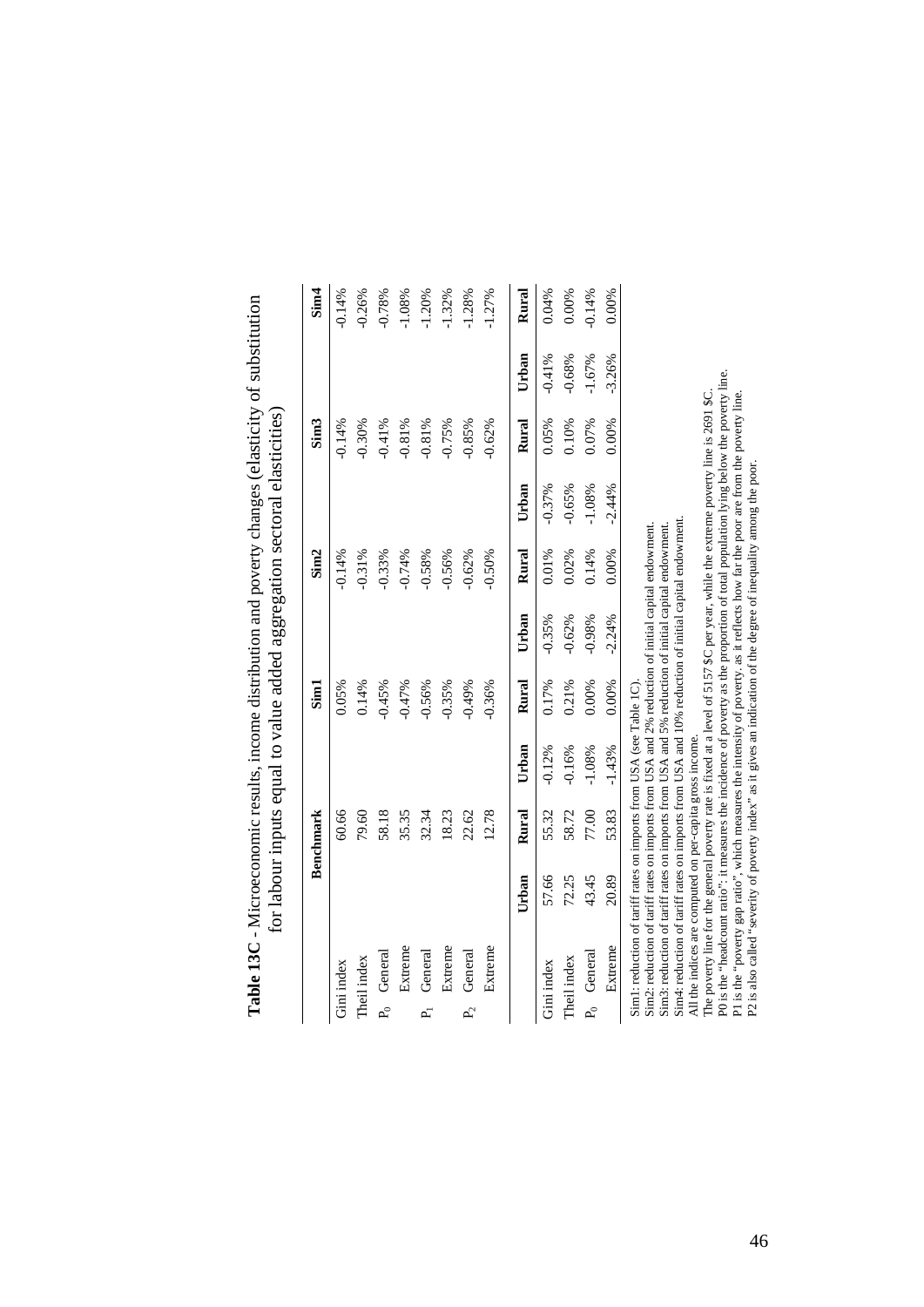**Table 13C** - Microeconomic results, income distribution and poverty changes (elasticity of substitution for labour inputs equal to value added aggregation sectoral elasticities)

| | | Benchmark | Sim1 | Sim2 | Sim3 | Sim4 |
|---|---|---|---|---|---|---|
| Gini index | | 60.66 | 0.05% | -0.14% | -0.14% | -0.14% |
| Theil index | | 79.60 | 0.14% | -0.31% | -0.30% | -0.26% |
| $P_0$ | General | 58.18 | -0.45% | -0.33% | -0.41% | -0.78% |
| | Extreme | 35.35 | -0.47% | -0.74% | -0.81% | -1.08% |
| $P_1$ | General | 32.34 | -0.56% | -0.58% | -0.81% | -1.20% |
| | Extreme | 18.23 | -0.35% | -0.56% | -0.75% | -1.32% |
| $P_2$ | General | 22.62 | -0.49% | -0.62% | -0.85% | -1.28% |
| | Extreme | 12.78 | -0.36% | -0.50% | -0.62% | -1.27% |

| | | Urban | Rural | Urban | Rural | Urban | Rural | Urban | Rural | Urban | Rural |
|---|---|---|---|---|---|---|---|---|---|---|---|
| | | Benchmark | | Sim1 | | Sim2 | | Sim3 | | Sim4 | |
| Gini index | | 57.66 | 55.32 | -0.12% | 0.17% | -0.35% | 0.01% | -0.37% | 0.05% | -0.41% | 0.04% |
| Theil index | | 72.25 | 58.72 | -0.16% | 0.21% | -0.62% | 0.02% | -0.65% | 0.10% | -0.68% | 0.00% |
| $P_0$ | General | 43.45 | 77.00 | -1.08% | 0.00% | -0.98% | 0.14% | -1.08% | 0.07% | -1.67% | -0.14% |
| | Extreme | 20.89 | 53.83 | -1.43% | 0.00% | -2.24% | 0.00% | -2.44% | 0.00% | -3.26% | 0.00% |

Sim1: reduction of tariff rates on imports from USA (see Table 1C).
Sim2: reduction of tariff rates on imports from USA and 2% reduction of initial capital endowment.
Sim3: reduction of tariff rates on imports from USA and 5% reduction of initial capital endowment.
Sim4: reduction of tariff rates on imports from USA and 10% reduction of initial capital endowment.
All the indices are computed on per-capita gross income.
The poverty line for the general poverty rate is fixed at a level of 5157 $C per year, while the extreme poverty line is 2691 $C.
P0 is the "headcount ratio": it measures the incidence of poverty as the proportion of total population lying below the poverty line.
P1 is the "poverty gap ratio", which measures the intensity of poverty, as it reflects how far the poor are from the poverty line.
P2 is also called "severity of poverty index" as it gives an indication of the degree of inequality among the poor.